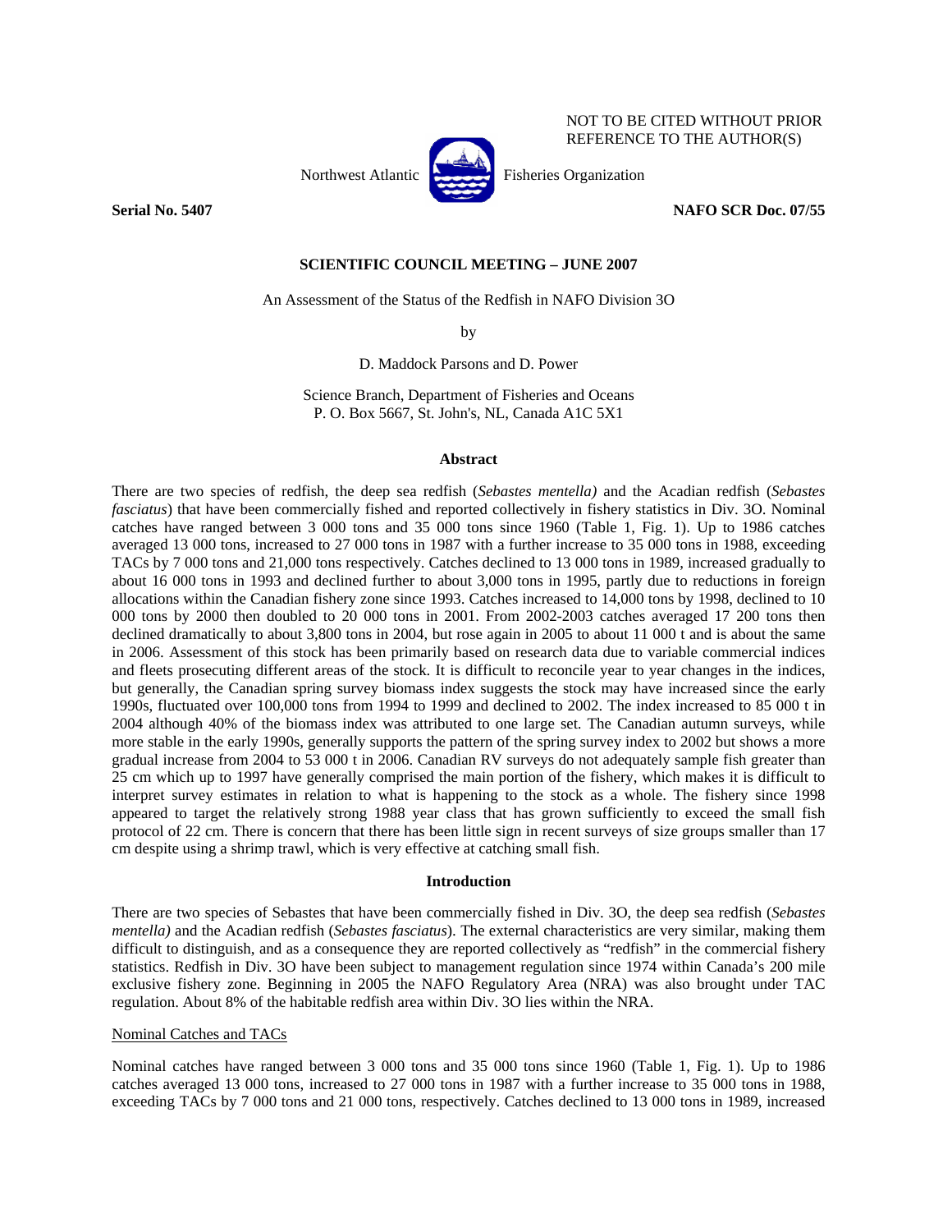NOT TO BE CITED WITHOUT PRIOR REFERENCE TO THE AUTHOR(S)

Northwest Atlantic Fisheries Organization

**Serial No. 5407** **NAFO SCR Doc. 07/55**

**SCIENTIFIC COUNCIL MEETING – JUNE 2007**

An Assessment of the Status of the Redfish in NAFO Division 3O

by

D. Maddock Parsons and D. Power

Science Branch, Department of Fisheries and Oceans
P. O. Box 5667, St. John's, NL, Canada A1C 5X1

## Abstract

There are two species of redfish, the deep sea redfish (*Sebastes mentella)* and the Acadian redfish (*Sebastes fasciatus*) that have been commercially fished and reported collectively in fishery statistics in Div. 3O. Nominal catches have ranged between 3 000 tons and 35 000 tons since 1960 (Table 1, Fig. 1). Up to 1986 catches averaged 13 000 tons, increased to 27 000 tons in 1987 with a further increase to 35 000 tons in 1988, exceeding TACs by 7 000 tons and 21,000 tons respectively. Catches declined to 13 000 tons in 1989, increased gradually to about 16 000 tons in 1993 and declined further to about 3,000 tons in 1995, partly due to reductions in foreign allocations within the Canadian fishery zone since 1993. Catches increased to 14,000 tons by 1998, declined to 10 000 tons by 2000 then doubled to 20 000 tons in 2001. From 2002-2003 catches averaged 17 200 tons then declined dramatically to about 3,800 tons in 2004, but rose again in 2005 to about 11 000 t and is about the same in 2006. Assessment of this stock has been primarily based on research data due to variable commercial indices and fleets prosecuting different areas of the stock. It is difficult to reconcile year to year changes in the indices, but generally, the Canadian spring survey biomass index suggests the stock may have increased since the early 1990s, fluctuated over 100,000 tons from 1994 to 1999 and declined to 2002. The index increased to 85 000 t in 2004 although 40% of the biomass index was attributed to one large set. The Canadian autumn surveys, while more stable in the early 1990s, generally supports the pattern of the spring survey index to 2002 but shows a more gradual increase from 2004 to 53 000 t in 2006. Canadian RV surveys do not adequately sample fish greater than 25 cm which up to 1997 have generally comprised the main portion of the fishery, which makes it is difficult to interpret survey estimates in relation to what is happening to the stock as a whole. The fishery since 1998 appeared to target the relatively strong 1988 year class that has grown sufficiently to exceed the small fish protocol of 22 cm. There is concern that there has been little sign in recent surveys of size groups smaller than 17 cm despite using a shrimp trawl, which is very effective at catching small fish.

## Introduction

There are two species of Sebastes that have been commercially fished in Div. 3O, the deep sea redfish (*Sebastes mentella)* and the Acadian redfish (*Sebastes fasciatus*). The external characteristics are very similar, making them difficult to distinguish, and as a consequence they are reported collectively as "redfish" in the commercial fishery statistics. Redfish in Div. 3O have been subject to management regulation since 1974 within Canada's 200 mile exclusive fishery zone. Beginning in 2005 the NAFO Regulatory Area (NRA) was also brought under TAC regulation. About 8% of the habitable redfish area within Div. 3O lies within the NRA.

### Nominal Catches and TACs

Nominal catches have ranged between 3 000 tons and 35 000 tons since 1960 (Table 1, Fig. 1). Up to 1986 catches averaged 13 000 tons, increased to 27 000 tons in 1987 with a further increase to 35 000 tons in 1988, exceeding TACs by 7 000 tons and 21 000 tons, respectively. Catches declined to 13 000 tons in 1989, increased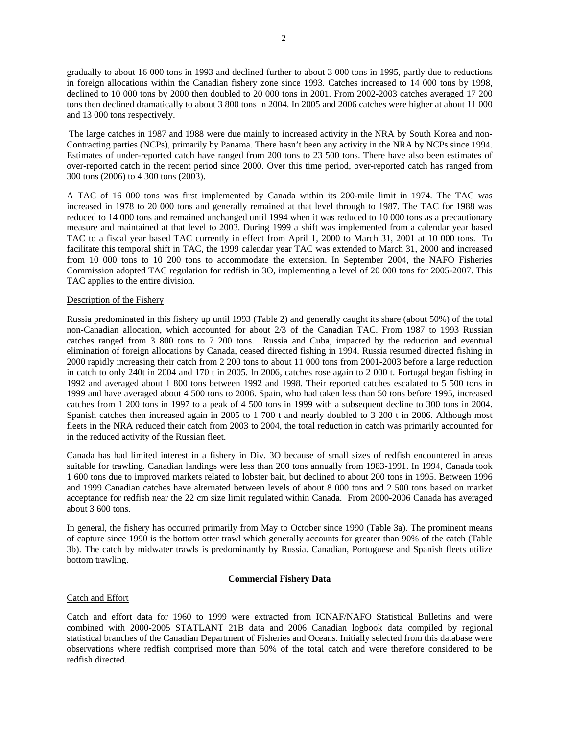gradually to about 16 000 tons in 1993 and declined further to about 3 000 tons in 1995, partly due to reductions in foreign allocations within the Canadian fishery zone since 1993. Catches increased to 14 000 tons by 1998, declined to 10 000 tons by 2000 then doubled to 20 000 tons in 2001. From 2002-2003 catches averaged 17 200 tons then declined dramatically to about 3 800 tons in 2004. In 2005 and 2006 catches were higher at about 11 000 and 13 000 tons respectively.

The large catches in 1987 and 1988 were due mainly to increased activity in the NRA by South Korea and non-Contracting parties (NCPs), primarily by Panama. There hasn't been any activity in the NRA by NCPs since 1994. Estimates of under-reported catch have ranged from 200 tons to 23 500 tons. There have also been estimates of over-reported catch in the recent period since 2000. Over this time period, over-reported catch has ranged from 300 tons (2006) to 4 300 tons (2003).

A TAC of 16 000 tons was first implemented by Canada within its 200-mile limit in 1974. The TAC was increased in 1978 to 20 000 tons and generally remained at that level through to 1987. The TAC for 1988 was reduced to 14 000 tons and remained unchanged until 1994 when it was reduced to 10 000 tons as a precautionary measure and maintained at that level to 2003. During 1999 a shift was implemented from a calendar year based TAC to a fiscal year based TAC currently in effect from April 1, 2000 to March 31, 2001 at 10 000 tons. To facilitate this temporal shift in TAC, the 1999 calendar year TAC was extended to March 31, 2000 and increased from 10 000 tons to 10 200 tons to accommodate the extension. In September 2004, the NAFO Fisheries Commission adopted TAC regulation for redfish in 3O, implementing a level of 20 000 tons for 2005-2007. This TAC applies to the entire division.

Description of the Fishery

Russia predominated in this fishery up until 1993 (Table 2) and generally caught its share (about 50%) of the total non-Canadian allocation, which accounted for about 2/3 of the Canadian TAC. From 1987 to 1993 Russian catches ranged from 3 800 tons to 7 200 tons. Russia and Cuba, impacted by the reduction and eventual elimination of foreign allocations by Canada, ceased directed fishing in 1994. Russia resumed directed fishing in 2000 rapidly increasing their catch from 2 200 tons to about 11 000 tons from 2001-2003 before a large reduction in catch to only 240t in 2004 and 170 t in 2005. In 2006, catches rose again to 2 000 t. Portugal began fishing in 1992 and averaged about 1 800 tons between 1992 and 1998. Their reported catches escalated to 5 500 tons in 1999 and have averaged about 4 500 tons to 2006. Spain, who had taken less than 50 tons before 1995, increased catches from 1 200 tons in 1997 to a peak of 4 500 tons in 1999 with a subsequent decline to 300 tons in 2004. Spanish catches then increased again in 2005 to 1 700 t and nearly doubled to 3 200 t in 2006. Although most fleets in the NRA reduced their catch from 2003 to 2004, the total reduction in catch was primarily accounted for in the reduced activity of the Russian fleet.

Canada has had limited interest in a fishery in Div. 3O because of small sizes of redfish encountered in areas suitable for trawling. Canadian landings were less than 200 tons annually from 1983-1991. In 1994, Canada took 1 600 tons due to improved markets related to lobster bait, but declined to about 200 tons in 1995. Between 1996 and 1999 Canadian catches have alternated between levels of about 8 000 tons and 2 500 tons based on market acceptance for redfish near the 22 cm size limit regulated within Canada. From 2000-2006 Canada has averaged about 3 600 tons.

In general, the fishery has occurred primarily from May to October since 1990 (Table 3a). The prominent means of capture since 1990 is the bottom otter trawl which generally accounts for greater than 90% of the catch (Table 3b). The catch by midwater trawls is predominantly by Russia. Canadian, Portuguese and Spanish fleets utilize bottom trawling.

**Commercial Fishery Data**

Catch and Effort

Catch and effort data for 1960 to 1999 were extracted from ICNAF/NAFO Statistical Bulletins and were combined with 2000-2005 STATLANT 21B data and 2006 Canadian logbook data compiled by regional statistical branches of the Canadian Department of Fisheries and Oceans. Initially selected from this database were observations where redfish comprised more than 50% of the total catch and were therefore considered to be redfish directed.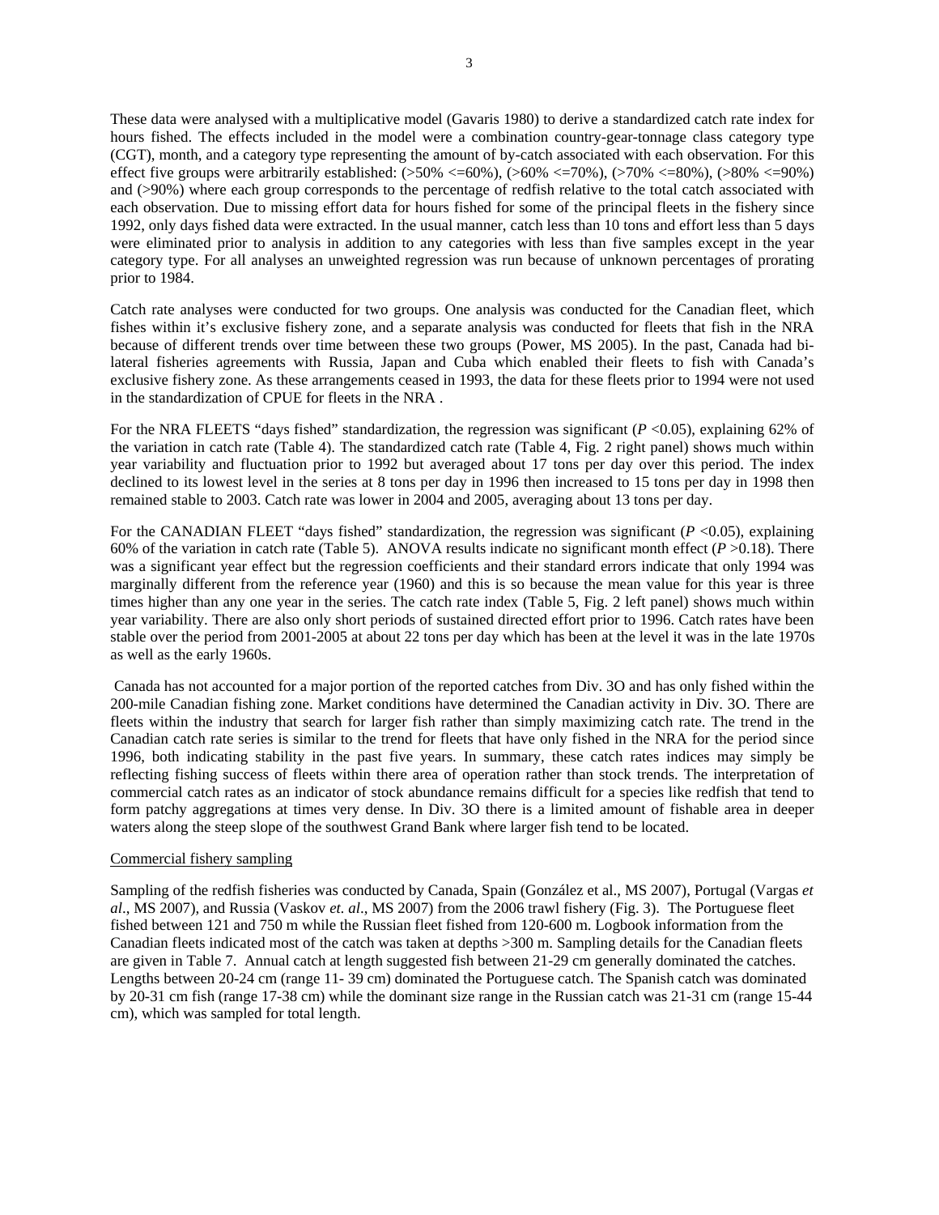These data were analysed with a multiplicative model (Gavaris 1980) to derive a standardized catch rate index for hours fished. The effects included in the model were a combination country-gear-tonnage class category type (CGT), month, and a category type representing the amount of by-catch associated with each observation. For this effect five groups were arbitrarily established: (>50% <=60%), (>60% <=70%), (>70% <=80%), (>80% <=90%) and (>90%) where each group corresponds to the percentage of redfish relative to the total catch associated with each observation. Due to missing effort data for hours fished for some of the principal fleets in the fishery since 1992, only days fished data were extracted. In the usual manner, catch less than 10 tons and effort less than 5 days were eliminated prior to analysis in addition to any categories with less than five samples except in the year category type. For all analyses an unweighted regression was run because of unknown percentages of prorating prior to 1984.

Catch rate analyses were conducted for two groups. One analysis was conducted for the Canadian fleet, which fishes within it's exclusive fishery zone, and a separate analysis was conducted for fleets that fish in the NRA because of different trends over time between these two groups (Power, MS 2005). In the past, Canada had bi-lateral fisheries agreements with Russia, Japan and Cuba which enabled their fleets to fish with Canada's exclusive fishery zone. As these arrangements ceased in 1993, the data for these fleets prior to 1994 were not used in the standardization of CPUE for fleets in the NRA .

For the NRA FLEETS "days fished" standardization, the regression was significant (*P* <0.05), explaining 62% of the variation in catch rate (Table 4). The standardized catch rate (Table 4, Fig. 2 right panel) shows much within year variability and fluctuation prior to 1992 but averaged about 17 tons per day over this period. The index declined to its lowest level in the series at 8 tons per day in 1996 then increased to 15 tons per day in 1998 then remained stable to 2003. Catch rate was lower in 2004 and 2005, averaging about 13 tons per day.

For the CANADIAN FLEET "days fished" standardization, the regression was significant (*P* <0.05), explaining 60% of the variation in catch rate (Table 5). ANOVA results indicate no significant month effect (*P* >0.18). There was a significant year effect but the regression coefficients and their standard errors indicate that only 1994 was marginally different from the reference year (1960) and this is so because the mean value for this year is three times higher than any one year in the series. The catch rate index (Table 5, Fig. 2 left panel) shows much within year variability. There are also only short periods of sustained directed effort prior to 1996. Catch rates have been stable over the period from 2001-2005 at about 22 tons per day which has been at the level it was in the late 1970s as well as the early 1960s.

Canada has not accounted for a major portion of the reported catches from Div. 3O and has only fished within the 200-mile Canadian fishing zone. Market conditions have determined the Canadian activity in Div. 3O. There are fleets within the industry that search for larger fish rather than simply maximizing catch rate. The trend in the Canadian catch rate series is similar to the trend for fleets that have only fished in the NRA for the period since 1996, both indicating stability in the past five years. In summary, these catch rates indices may simply be reflecting fishing success of fleets within there area of operation rather than stock trends. The interpretation of commercial catch rates as an indicator of stock abundance remains difficult for a species like redfish that tend to form patchy aggregations at times very dense. In Div. 3O there is a limited amount of fishable area in deeper waters along the steep slope of the southwest Grand Bank where larger fish tend to be located.

Commercial fishery sampling

Sampling of the redfish fisheries was conducted by Canada, Spain (González et al., MS 2007), Portugal (Vargas *et al*., MS 2007), and Russia (Vaskov *et. al*., MS 2007) from the 2006 trawl fishery (Fig. 3). The Portuguese fleet fished between 121 and 750 m while the Russian fleet fished from 120-600 m. Logbook information from the Canadian fleets indicated most of the catch was taken at depths >300 m. Sampling details for the Canadian fleets are given in Table 7. Annual catch at length suggested fish between 21-29 cm generally dominated the catches. Lengths between 20-24 cm (range 11- 39 cm) dominated the Portuguese catch. The Spanish catch was dominated by 20-31 cm fish (range 17-38 cm) while the dominant size range in the Russian catch was 21-31 cm (range 15-44 cm), which was sampled for total length.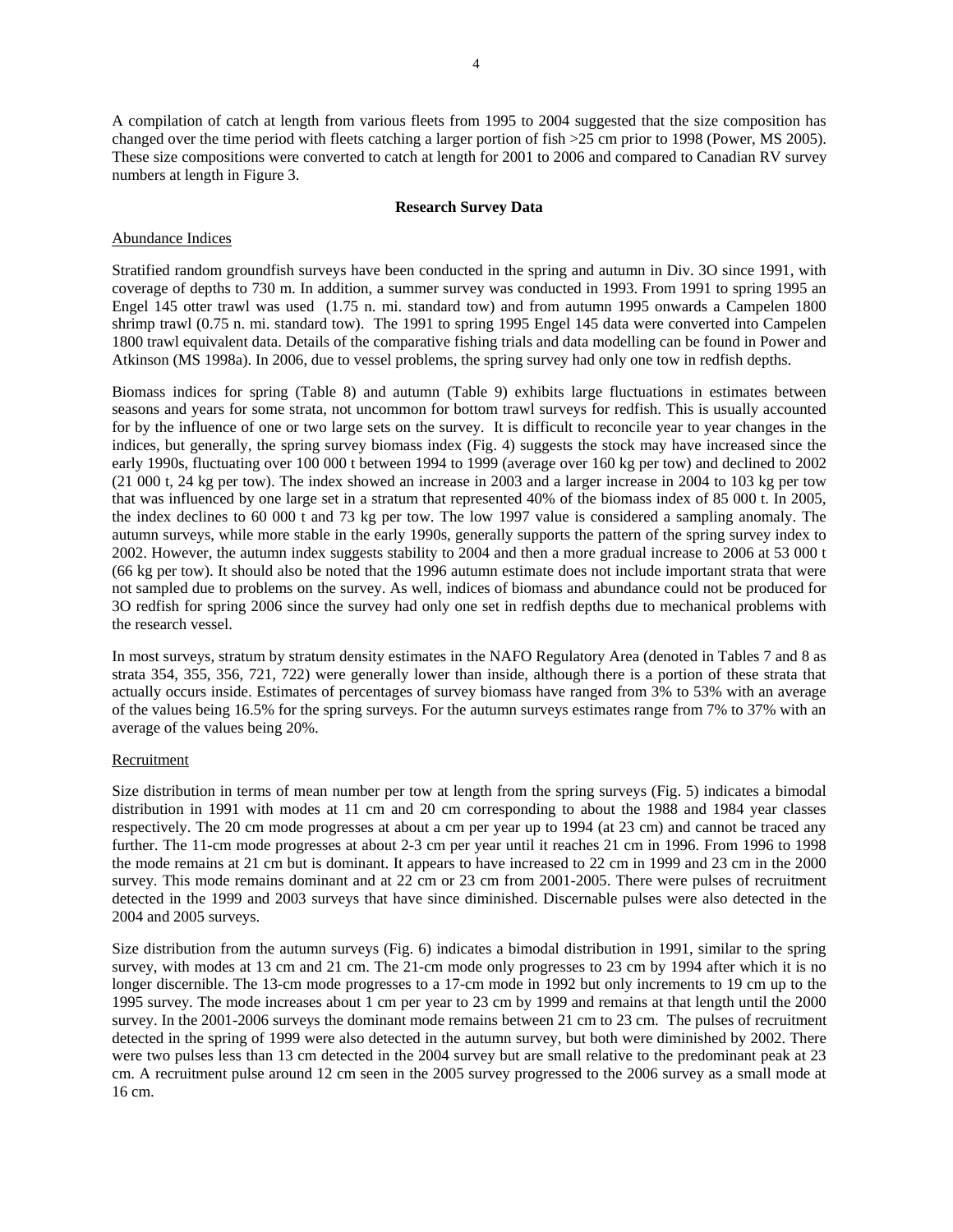A compilation of catch at length from various fleets from 1995 to 2004 suggested that the size composition has changed over the time period with fleets catching a larger portion of fish >25 cm prior to 1998 (Power, MS 2005). These size compositions were converted to catch at length for 2001 to 2006 and compared to Canadian RV survey numbers at length in Figure 3.

## Research Survey Data

### Abundance Indices

Stratified random groundfish surveys have been conducted in the spring and autumn in Div. 3O since 1991, with coverage of depths to 730 m. In addition, a summer survey was conducted in 1993. From 1991 to spring 1995 an Engel 145 otter trawl was used (1.75 n. mi. standard tow) and from autumn 1995 onwards a Campelen 1800 shrimp trawl (0.75 n. mi. standard tow). The 1991 to spring 1995 Engel 145 data were converted into Campelen 1800 trawl equivalent data. Details of the comparative fishing trials and data modelling can be found in Power and Atkinson (MS 1998a). In 2006, due to vessel problems, the spring survey had only one tow in redfish depths.

Biomass indices for spring (Table 8) and autumn (Table 9) exhibits large fluctuations in estimates between seasons and years for some strata, not uncommon for bottom trawl surveys for redfish. This is usually accounted for by the influence of one or two large sets on the survey. It is difficult to reconcile year to year changes in the indices, but generally, the spring survey biomass index (Fig. 4) suggests the stock may have increased since the early 1990s, fluctuating over 100 000 t between 1994 to 1999 (average over 160 kg per tow) and declined to 2002 (21 000 t, 24 kg per tow). The index showed an increase in 2003 and a larger increase in 2004 to 103 kg per tow that was influenced by one large set in a stratum that represented 40% of the biomass index of 85 000 t. In 2005, the index declines to 60 000 t and 73 kg per tow. The low 1997 value is considered a sampling anomaly. The autumn surveys, while more stable in the early 1990s, generally supports the pattern of the spring survey index to 2002. However, the autumn index suggests stability to 2004 and then a more gradual increase to 2006 at 53 000 t (66 kg per tow). It should also be noted that the 1996 autumn estimate does not include important strata that were not sampled due to problems on the survey. As well, indices of biomass and abundance could not be produced for 3O redfish for spring 2006 since the survey had only one set in redfish depths due to mechanical problems with the research vessel.

In most surveys, stratum by stratum density estimates in the NAFO Regulatory Area (denoted in Tables 7 and 8 as strata 354, 355, 356, 721, 722) were generally lower than inside, although there is a portion of these strata that actually occurs inside. Estimates of percentages of survey biomass have ranged from 3% to 53% with an average of the values being 16.5% for the spring surveys. For the autumn surveys estimates range from 7% to 37% with an average of the values being 20%.

### Recruitment

Size distribution in terms of mean number per tow at length from the spring surveys (Fig. 5) indicates a bimodal distribution in 1991 with modes at 11 cm and 20 cm corresponding to about the 1988 and 1984 year classes respectively. The 20 cm mode progresses at about a cm per year up to 1994 (at 23 cm) and cannot be traced any further. The 11-cm mode progresses at about 2-3 cm per year until it reaches 21 cm in 1996. From 1996 to 1998 the mode remains at 21 cm but is dominant. It appears to have increased to 22 cm in 1999 and 23 cm in the 2000 survey. This mode remains dominant and at 22 cm or 23 cm from 2001-2005. There were pulses of recruitment detected in the 1999 and 2003 surveys that have since diminished. Discernable pulses were also detected in the 2004 and 2005 surveys.

Size distribution from the autumn surveys (Fig. 6) indicates a bimodal distribution in 1991, similar to the spring survey, with modes at 13 cm and 21 cm. The 21-cm mode only progresses to 23 cm by 1994 after which it is no longer discernible. The 13-cm mode progresses to a 17-cm mode in 1992 but only increments to 19 cm up to the 1995 survey. The mode increases about 1 cm per year to 23 cm by 1999 and remains at that length until the 2000 survey. In the 2001-2006 surveys the dominant mode remains between 21 cm to 23 cm. The pulses of recruitment detected in the spring of 1999 were also detected in the autumn survey, but both were diminished by 2002. There were two pulses less than 13 cm detected in the 2004 survey but are small relative to the predominant peak at 23 cm. A recruitment pulse around 12 cm seen in the 2005 survey progressed to the 2006 survey as a small mode at 16 cm.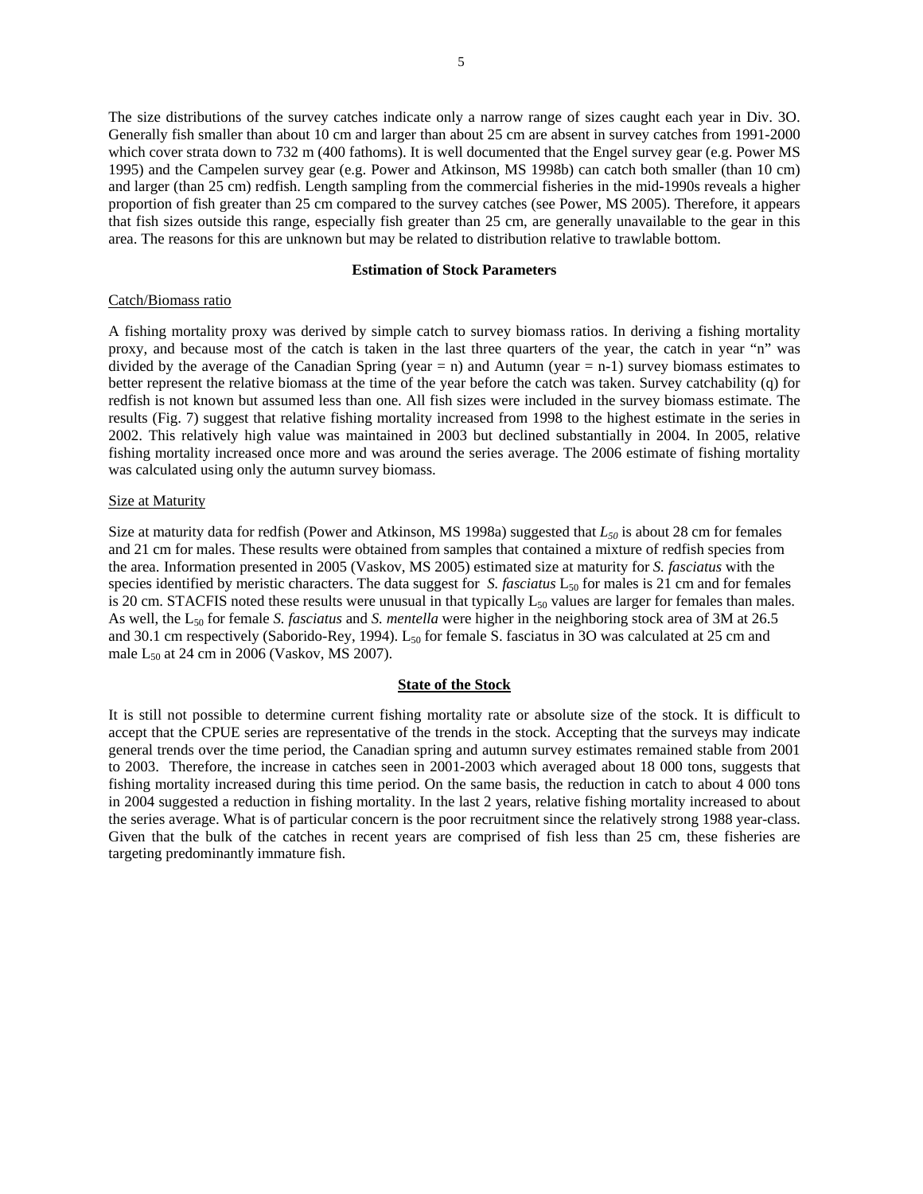The size distributions of the survey catches indicate only a narrow range of sizes caught each year in Div. 3O. Generally fish smaller than about 10 cm and larger than about 25 cm are absent in survey catches from 1991-2000 which cover strata down to 732 m (400 fathoms). It is well documented that the Engel survey gear (e.g. Power MS 1995) and the Campelen survey gear (e.g. Power and Atkinson, MS 1998b) can catch both smaller (than 10 cm) and larger (than 25 cm) redfish. Length sampling from the commercial fisheries in the mid-1990s reveals a higher proportion of fish greater than 25 cm compared to the survey catches (see Power, MS 2005). Therefore, it appears that fish sizes outside this range, especially fish greater than 25 cm, are generally unavailable to the gear in this area. The reasons for this are unknown but may be related to distribution relative to trawlable bottom.

**Estimation of Stock Parameters**

Catch/Biomass ratio

A fishing mortality proxy was derived by simple catch to survey biomass ratios. In deriving a fishing mortality proxy, and because most of the catch is taken in the last three quarters of the year, the catch in year "n" was divided by the average of the Canadian Spring (year = n) and Autumn (year = n-1) survey biomass estimates to better represent the relative biomass at the time of the year before the catch was taken. Survey catchability (q) for redfish is not known but assumed less than one. All fish sizes were included in the survey biomass estimate. The results (Fig. 7) suggest that relative fishing mortality increased from 1998 to the highest estimate in the series in 2002. This relatively high value was maintained in 2003 but declined substantially in 2004. In 2005, relative fishing mortality increased once more and was around the series average. The 2006 estimate of fishing mortality was calculated using only the autumn survey biomass.

Size at Maturity

Size at maturity data for redfish (Power and Atkinson, MS 1998a) suggested that $L_{50}$ is about 28 cm for females and 21 cm for males. These results were obtained from samples that contained a mixture of redfish species from the area. Information presented in 2005 (Vaskov, MS 2005) estimated size at maturity for *S. fasciatus* with the species identified by meristic characters. The data suggest for *S. fasciatus* $L_{50}$ for males is 21 cm and for females is 20 cm. STACFIS noted these results were unusual in that typically $L_{50}$ values are larger for females than males. As well, the $L_{50}$ for female *S. fasciatus* and *S. mentella* were higher in the neighboring stock area of 3M at 26.5 and 30.1 cm respectively (Saborido-Rey, 1994). $L_{50}$ for female S. fasciatus in 3O was calculated at 25 cm and male $L_{50}$ at 24 cm in 2006 (Vaskov, MS 2007).

**State of the Stock**

It is still not possible to determine current fishing mortality rate or absolute size of the stock. It is difficult to accept that the CPUE series are representative of the trends in the stock. Accepting that the surveys may indicate general trends over the time period, the Canadian spring and autumn survey estimates remained stable from 2001 to 2003. Therefore, the increase in catches seen in 2001-2003 which averaged about 18 000 tons, suggests that fishing mortality increased during this time period. On the same basis, the reduction in catch to about 4 000 tons in 2004 suggested a reduction in fishing mortality. In the last 2 years, relative fishing mortality increased to about the series average. What is of particular concern is the poor recruitment since the relatively strong 1988 year-class. Given that the bulk of the catches in recent years are comprised of fish less than 25 cm, these fisheries are targeting predominantly immature fish.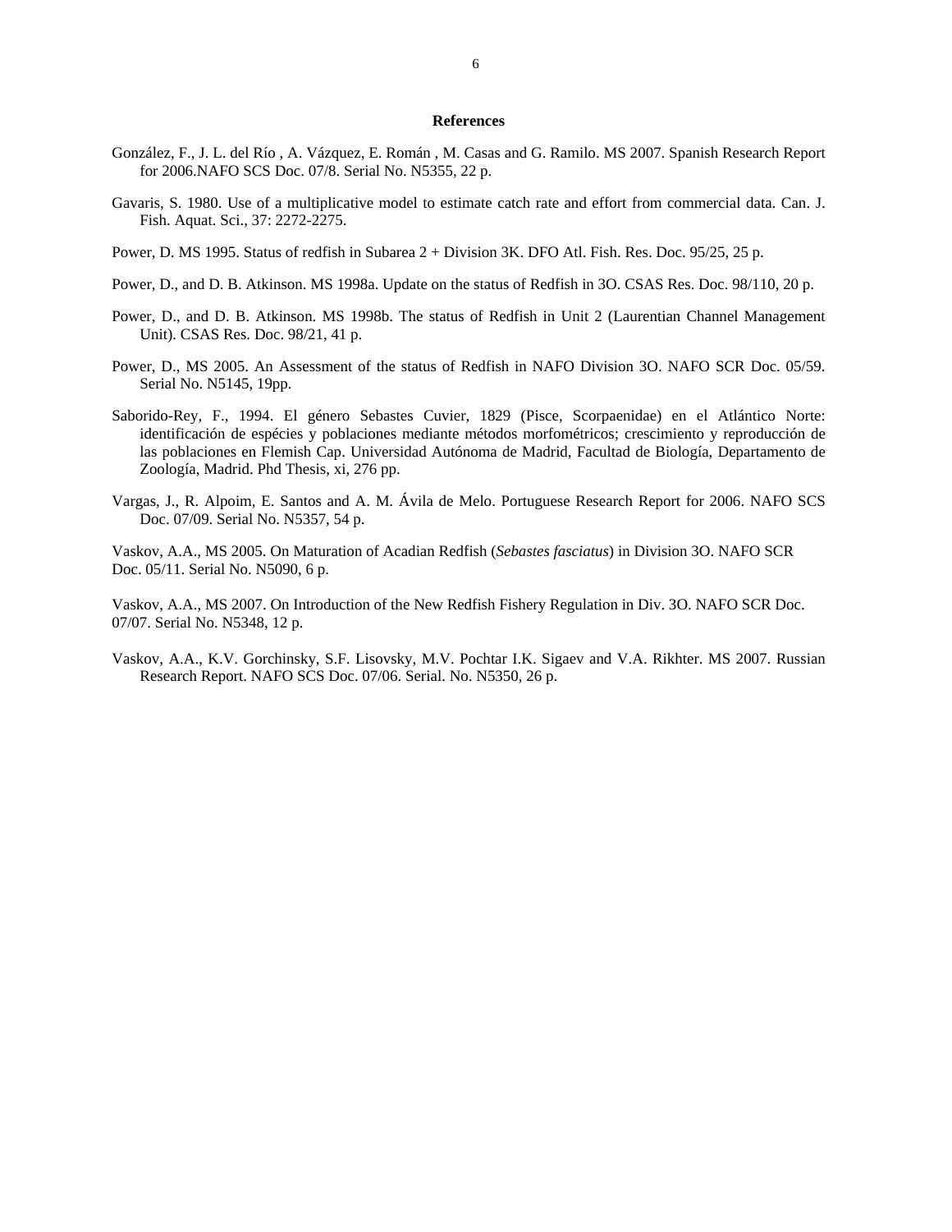## References

González, F., J. L. del Río , A. Vázquez, E. Román , M. Casas and G. Ramilo. MS 2007. Spanish Research Report for 2006.NAFO SCS Doc. 07/8. Serial No. N5355, 22 p.

Gavaris, S. 1980. Use of a multiplicative model to estimate catch rate and effort from commercial data. Can. J. Fish. Aquat. Sci., 37: 2272-2275.

Power, D. MS 1995. Status of redfish in Subarea 2 + Division 3K. DFO Atl. Fish. Res. Doc. 95/25, 25 p.

Power, D., and D. B. Atkinson. MS 1998a. Update on the status of Redfish in 3O. CSAS Res. Doc. 98/110, 20 p.

Power, D., and D. B. Atkinson. MS 1998b. The status of Redfish in Unit 2 (Laurentian Channel Management Unit). CSAS Res. Doc. 98/21, 41 p.

Power, D., MS 2005. An Assessment of the status of Redfish in NAFO Division 3O. NAFO SCR Doc. 05/59. Serial No. N5145, 19pp.

Saborido-Rey, F., 1994. El género Sebastes Cuvier, 1829 (Pisce, Scorpaenidae) en el Atlántico Norte: identificación de espécies y poblaciones mediante métodos morfométricos; crescimiento y reproducción de las poblaciones en Flemish Cap. Universidad Autónoma de Madrid, Facultad de Biología, Departamento de Zoología, Madrid. Phd Thesis, xi, 276 pp.

Vargas, J., R. Alpoim, E. Santos and A. M. Ávila de Melo. Portuguese Research Report for 2006. NAFO SCS Doc. 07/09. Serial No. N5357, 54 p.

Vaskov, A.A., MS 2005. On Maturation of Acadian Redfish (*Sebastes fasciatus*) in Division 3O. NAFO SCR Doc. 05/11. Serial No. N5090, 6 p.

Vaskov, A.A., MS 2007. On Introduction of the New Redfish Fishery Regulation in Div. 3O. NAFO SCR Doc. 07/07. Serial No. N5348, 12 p.

Vaskov, A.A., K.V. Gorchinsky, S.F. Lisovsky, M.V. Pochtar I.K. Sigaev and V.A. Rikhter. MS 2007. Russian Research Report. NAFO SCS Doc. 07/06. Serial. No. N5350, 26 p.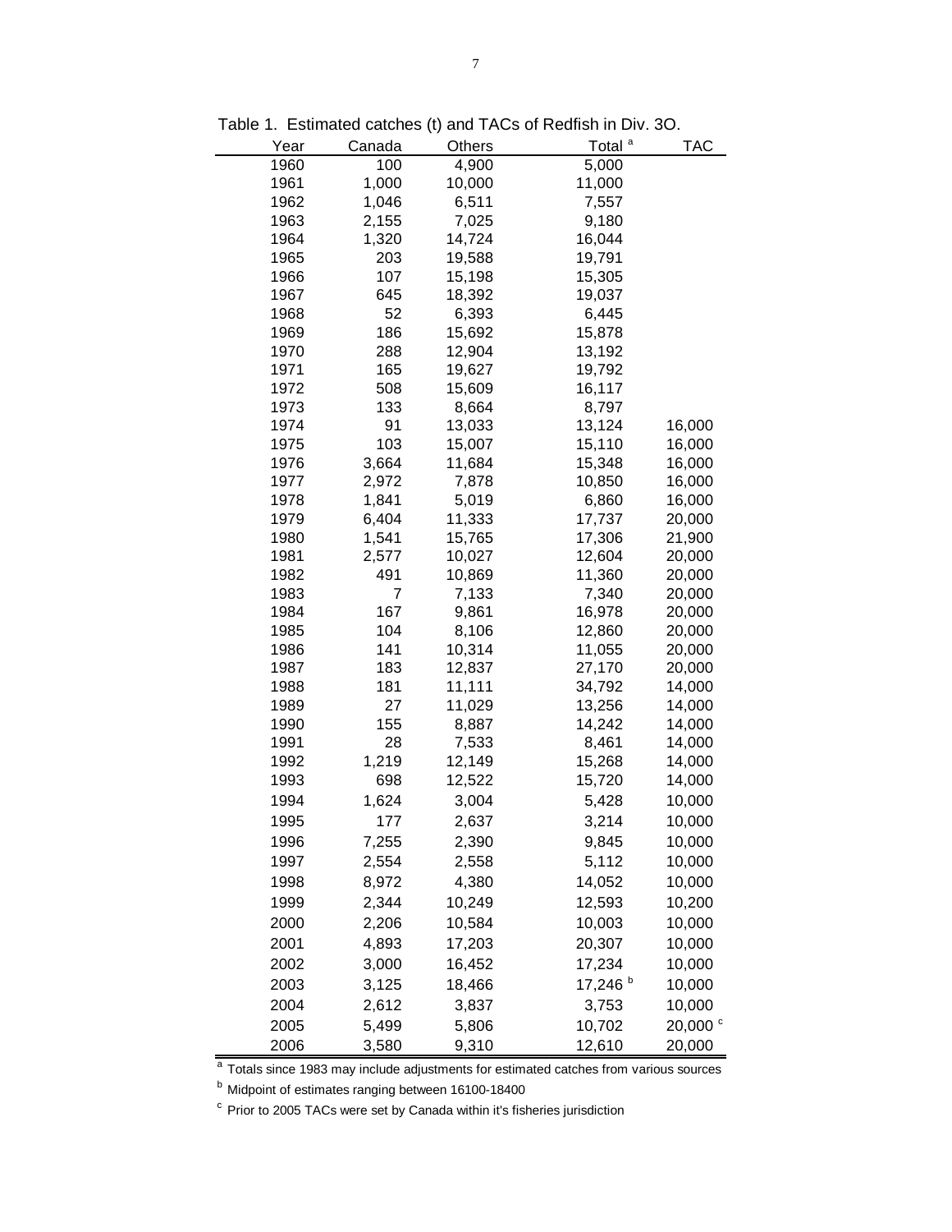Table 1. Estimated catches (t) and TACs of Redfish in Div. 3O.

| Year | Canada | Others | Total [a] | TAC |
|---|---|---|---|---|
| 1960 | 100 | 4,900 | 5,000 | |
| 1961 | 1,000 | 10,000 | 11,000 | |
| 1962 | 1,046 | 6,511 | 7,557 | |
| 1963 | 2,155 | 7,025 | 9,180 | |
| 1964 | 1,320 | 14,724 | 16,044 | |
| 1965 | 203 | 19,588 | 19,791 | |
| 1966 | 107 | 15,198 | 15,305 | |
| 1967 | 645 | 18,392 | 19,037 | |
| 1968 | 52 | 6,393 | 6,445 | |
| 1969 | 186 | 15,692 | 15,878 | |
| 1970 | 288 | 12,904 | 13,192 | |
| 1971 | 165 | 19,627 | 19,792 | |
| 1972 | 508 | 15,609 | 16,117 | |
| 1973 | 133 | 8,664 | 8,797 | |
| 1974 | 91 | 13,033 | 13,124 | 16,000 |
| 1975 | 103 | 15,007 | 15,110 | 16,000 |
| 1976 | 3,664 | 11,684 | 15,348 | 16,000 |
| 1977 | 2,972 | 7,878 | 10,850 | 16,000 |
| 1978 | 1,841 | 5,019 | 6,860 | 16,000 |
| 1979 | 6,404 | 11,333 | 17,737 | 20,000 |
| 1980 | 1,541 | 15,765 | 17,306 | 21,900 |
| 1981 | 2,577 | 10,027 | 12,604 | 20,000 |
| 1982 | 491 | 10,869 | 11,360 | 20,000 |
| 1983 | 7 | 7,133 | 7,340 | 20,000 |
| 1984 | 167 | 9,861 | 16,978 | 20,000 |
| 1985 | 104 | 8,106 | 12,860 | 20,000 |
| 1986 | 141 | 10,314 | 11,055 | 20,000 |
| 1987 | 183 | 12,837 | 27,170 | 20,000 |
| 1988 | 181 | 11,111 | 34,792 | 14,000 |
| 1989 | 27 | 11,029 | 13,256 | 14,000 |
| 1990 | 155 | 8,887 | 14,242 | 14,000 |
| 1991 | 28 | 7,533 | 8,461 | 14,000 |
| 1992 | 1,219 | 12,149 | 15,268 | 14,000 |
| 1993 | 698 | 12,522 | 15,720 | 14,000 |
| 1994 | 1,624 | 3,004 | 5,428 | 10,000 |
| 1995 | 177 | 2,637 | 3,214 | 10,000 |
| 1996 | 7,255 | 2,390 | 9,845 | 10,000 |
| 1997 | 2,554 | 2,558 | 5,112 | 10,000 |
| 1998 | 8,972 | 4,380 | 14,052 | 10,000 |
| 1999 | 2,344 | 10,249 | 12,593 | 10,200 |
| 2000 | 2,206 | 10,584 | 10,003 | 10,000 |
| 2001 | 4,893 | 17,203 | 20,307 | 10,000 |
| 2002 | 3,000 | 16,452 | 17,234 | 10,000 |
| 2003 | 3,125 | 18,466 | 17,246 [b] | 10,000 |
| 2004 | 2,612 | 3,837 | 3,753 | 10,000 |
| 2005 | 5,499 | 5,806 | 10,702 | 20,000 [c] |
| 2006 | 3,580 | 9,310 | 12,610 | 20,000 |

[a] Totals since 1983 may include adjustments for estimated catches from various sources

[b] Midpoint of estimates ranging between 16100-18400

[c] Prior to 2005 TACs were set by Canada within it's fisheries jurisdiction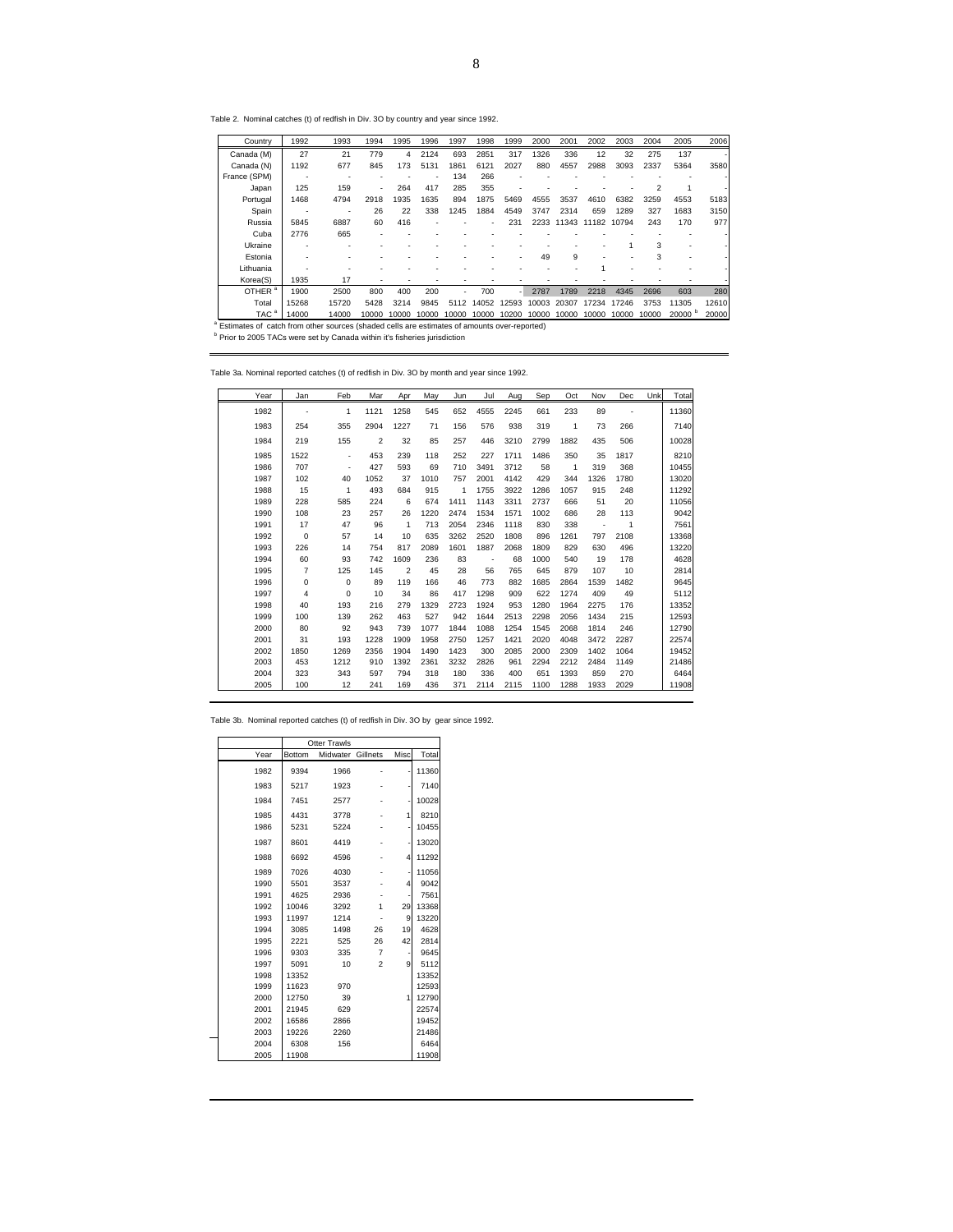Table 2. Nominal catches (t) of redfish in Div. 3O by country and year since 1992.

| Country | 1992 | 1993 | 1994 | 1995 | 1996 | 1997 | 1998 | 1999 | 2000 | 2001 | 2002 | 2003 | 2004 | 2005 | 2006 |
|---|---|---|---|---|---|---|---|---|---|---|---|---|---|---|---|
| Canada (M) | 27 | 21 | 779 | 4 | 2124 | 693 | 2851 | 317 | 1326 | 336 | 12 | 32 | 275 | 137 | - |
| Canada (N) | 1192 | 677 | 845 | 173 | 5131 | 1861 | 6121 | 2027 | 880 | 4557 | 2988 | 3093 | 2337 | 5364 | 3580 |
| France (SPM) | - | - | - | - | - | 134 | 266 | - | - | - | - | - | - | - | |
| Japan | 125 | 159 | - | 264 | 417 | 285 | 355 | - | - | - | - | - | 2 | 1 | - |
| Portugal | 1468 | 4794 | 2918 | 1935 | 1635 | 894 | 1875 | 5469 | 4555 | 3537 | 4610 | 6382 | 3259 | 4553 | 5183 |
| Spain | - | - | 26 | 22 | 338 | 1245 | 1884 | 4549 | 3747 | 2314 | 659 | 1289 | 327 | 1683 | 3150 |
| Russia | 5845 | 6887 | 60 | 416 | - | - | - | 231 | 2233 | 11343 | 11182 | 10794 | 243 | 170 | 977 |
| Cuba | 2776 | 665 | - | - | - | - | - | - | - | - | - | - | - | - | - |
| Ukraine | - | - | - | - | - | - | - | - | - | - | - | 1 | 3 | - | - |
| Estonia | - | - | - | - | - | - | - | - | 49 | 9 | - | - | 3 | - | - |
| Lithuania | - | - | - | - | - | - | - | - | - | - | 1 | - | - | - | - |
| Korea(S) | 1935 | 17 | - | - | - | - | - | - | - | - | - | - | - | - | - |
| OTHER [a] | 1900 | 2500 | 800 | 400 | 200 | - | 700 | - | 2787 | 1789 | 2218 | 4345 | 2696 | 603 | 280 |
| Total | 15268 | 15720 | 5428 | 3214 | 9845 | 5112 | 14052 | 12593 | 10003 | 20307 | 17234 | 17246 | 3753 | 11305 | 12610 |
| TAC [a] | 14000 | 14000 | 10000 | 10000 | 10000 | 10000 | 10000 | 10200 | 10000 | 10000 | 10000 | 10000 | 10000 | 20000 [b] | 20000 |

[a] Estimates of catch from other sources (shaded cells are estimates of amounts over-reported)

[b] Prior to 2005 TACs were set by Canada within it's fisheries jurisdiction

Table 3a. Nominal reported catches (t) of redfish in Div. 3O by month and year since 1992.

| Year | Jan | Feb | Mar | Apr | May | Jun | Jul | Aug | Sep | Oct | Nov | Dec | Unk | Total |
|---|---|---|---|---|---|---|---|---|---|---|---|---|---|---|
| 1982 | - | 1 | 1121 | 1258 | 545 | 652 | 4555 | 2245 | 661 | 233 | 89 | - | | 11360 |
| 1983 | 254 | 355 | 2904 | 1227 | 71 | 156 | 576 | 938 | 319 | 1 | 73 | 266 | | 7140 |
| 1984 | 219 | 155 | 2 | 32 | 85 | 257 | 446 | 3210 | 2799 | 1882 | 435 | 506 | | 10028 |
| 1985 | 1522 | - | 453 | 239 | 118 | 252 | 227 | 1711 | 1486 | 350 | 35 | 1817 | | 8210 |
| 1986 | 707 | - | 427 | 593 | 69 | 710 | 3491 | 3712 | 58 | 1 | 319 | 368 | | 10455 |
| 1987 | 102 | 40 | 1052 | 37 | 1010 | 757 | 2001 | 4142 | 429 | 344 | 1326 | 1780 | | 13020 |
| 1988 | 15 | 1 | 493 | 684 | 915 | 1 | 1755 | 3922 | 1286 | 1057 | 915 | 248 | | 11292 |
| 1989 | 228 | 585 | 224 | 6 | 674 | 1411 | 1143 | 3311 | 2737 | 666 | 51 | 20 | | 11056 |
| 1990 | 108 | 23 | 257 | 26 | 1220 | 2474 | 1534 | 1571 | 1002 | 686 | 28 | 113 | | 9042 |
| 1991 | 17 | 47 | 96 | 1 | 713 | 2054 | 2346 | 1118 | 830 | 338 | - | 1 | | 7561 |
| 1992 | 0 | 57 | 14 | 10 | 635 | 3262 | 2520 | 1808 | 896 | 1261 | 797 | 2108 | | 13368 |
| 1993 | 226 | 14 | 754 | 817 | 2089 | 1601 | 1887 | 2068 | 1809 | 829 | 630 | 496 | | 13220 |
| 1994 | 60 | 93 | 742 | 1609 | 236 | 83 | - | 68 | 1000 | 540 | 19 | 178 | | 4628 |
| 1995 | 7 | 125 | 145 | 2 | 45 | 28 | 56 | 765 | 645 | 879 | 107 | 10 | | 2814 |
| 1996 | 0 | 0 | 89 | 119 | 166 | 46 | 773 | 882 | 1685 | 2864 | 1539 | 1482 | | 9645 |
| 1997 | 4 | 0 | 10 | 34 | 86 | 417 | 1298 | 909 | 622 | 1274 | 409 | 49 | | 5112 |
| 1998 | 40 | 193 | 216 | 279 | 1329 | 2723 | 1924 | 953 | 1280 | 1964 | 2275 | 176 | | 13352 |
| 1999 | 100 | 139 | 262 | 463 | 527 | 942 | 1644 | 2513 | 2298 | 2056 | 1434 | 215 | | 12593 |
| 2000 | 80 | 92 | 943 | 739 | 1077 | 1844 | 1088 | 1254 | 1545 | 2068 | 1814 | 246 | | 12790 |
| 2001 | 31 | 193 | 1228 | 1909 | 1958 | 2750 | 1257 | 1421 | 2020 | 4048 | 3472 | 2287 | | 22574 |
| 2002 | 1850 | 1269 | 2356 | 1904 | 1490 | 1423 | 300 | 2085 | 2000 | 2309 | 1402 | 1064 | | 19452 |
| 2003 | 453 | 1212 | 910 | 1392 | 2361 | 3232 | 2826 | 961 | 2294 | 2212 | 2484 | 1149 | | 21486 |
| 2004 | 323 | 343 | 597 | 794 | 318 | 180 | 336 | 400 | 651 | 1393 | 859 | 270 | | 6464 |
| 2005 | 100 | 12 | 241 | 169 | 436 | 371 | 2114 | 2115 | 1100 | 1288 | 1933 | 2029 | | 11908 |

Table 3b. Nominal reported catches (t) of redfish in Div. 3O by gear since 1992.

| | Otter Trawls | | | | |
|---|---|---|---|---|---|
| Year | Bottom | Midwater | Gillnets | Misc | Total |
| 1982 | 9394 | 1966 | - | - | 11360 |
| 1983 | 5217 | 1923 | - | - | 7140 |
| 1984 | 7451 | 2577 | - | - | 10028 |
| 1985 | 4431 | 3778 | - | 1 | 8210 |
| 1986 | 5231 | 5224 | - | - | 10455 |
| 1987 | 8601 | 4419 | - | - | 13020 |
| 1988 | 6692 | 4596 | - | 4 | 11292 |
| 1989 | 7026 | 4030 | - | - | 11056 |
| 1990 | 5501 | 3537 | - | 4 | 9042 |
| 1991 | 4625 | 2936 | - | - | 7561 |
| 1992 | 10046 | 3292 | 1 | 29 | 13368 |
| 1993 | 11997 | 1214 | - | 9 | 13220 |
| 1994 | 3085 | 1498 | 26 | 19 | 4628 |
| 1995 | 2221 | 525 | 26 | 42 | 2814 |
| 1996 | 9303 | 335 | 7 | - | 9645 |
| 1997 | 5091 | 10 | 2 | 9 | 5112 |
| 1998 | 13352 | | | | 13352 |
| 1999 | 11623 | 970 | | | 12593 |
| 2000 | 12750 | 39 | | 1 | 12790 |
| 2001 | 21945 | 629 | | | 22574 |
| 2002 | 16586 | 2866 | | | 19452 |
| 2003 | 19226 | 2260 | | | 21486 |
| 2004 | 6308 | 156 | | | 6464 |
| 2005 | 11908 | | | | 11908 |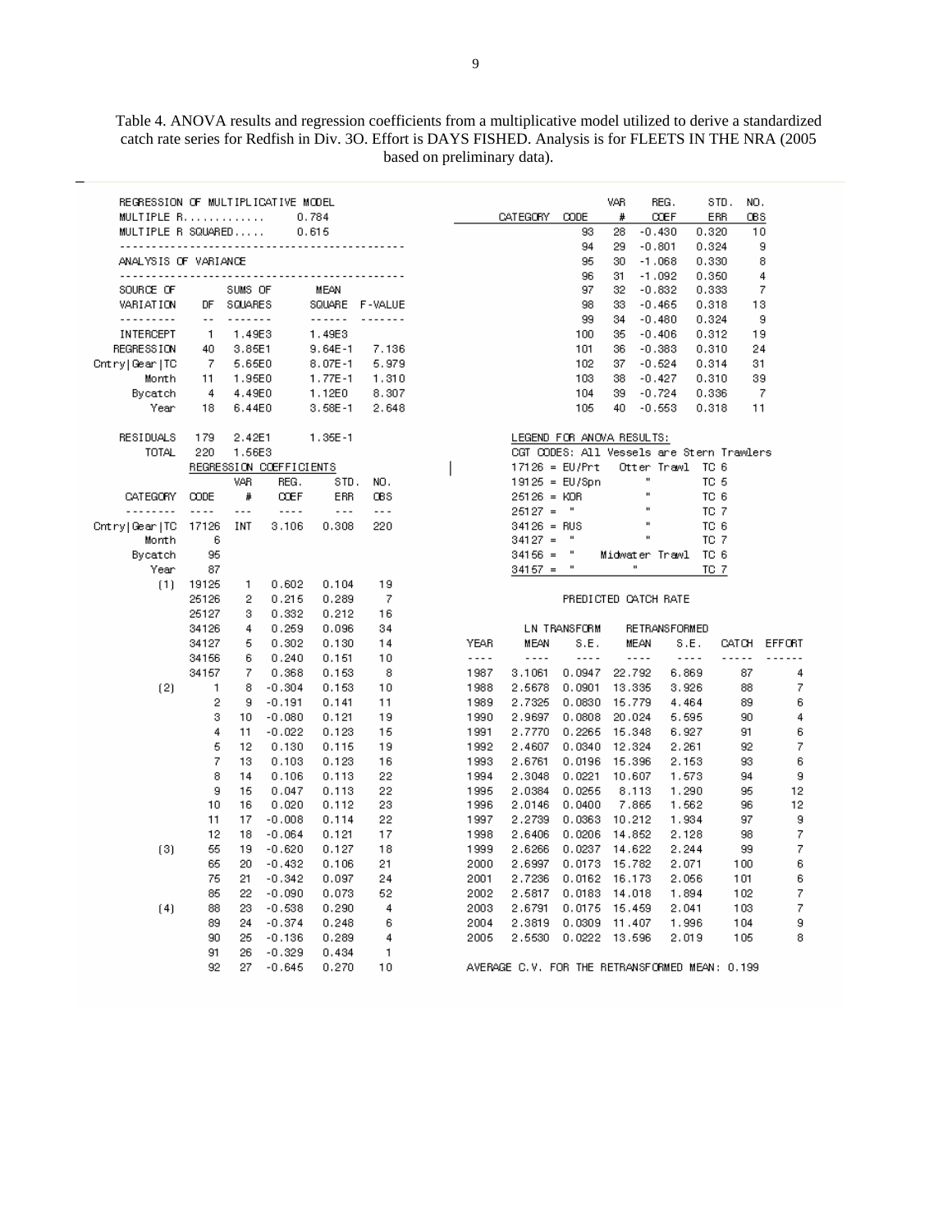Table 4. ANOVA results and regression coefficients from a multiplicative model utilized to derive a standardized catch rate series for Redfish in Div. 3O. Effort is DAYS FISHED. Analysis is for FLEETS IN THE NRA (2005 based on preliminary data).

REGRESSION OF MULTIPLICATIVE MODEL

MULTIPLE R............. 0.784

MULTIPLE R SQUARED..... 0.615

ANALYSIS OF VARIANCE

| SOURCE OF VARIATION | DF | SUMS OF SQUARES | MEAN SQUARE | F-VALUE |
|---|---|---|---|---|
| INTERCEPT | 1 | 1.49E3 | 1.49E3 | |
| REGRESSION | 40 | 3.85E1 | 9.64E-1 | 7.136 |
| Cntry\|Gear\|TC | 7 | 5.65E0 | 8.07E-1 | 5.979 |
| Month | 11 | 1.95E0 | 1.77E-1 | 1.310 |
| Bycatch | 4 | 4.49E0 | 1.12E0 | 8.307 |
| Year | 18 | 6.44E0 | 3.58E-1 | 2.648 |
| RESIDUALS | 179 | 2.42E1 | 1.35E-1 | |
| TOTAL | 220 | 1.56E3 | | |

REGRESSION COEFFICIENTS

| CATEGORY | CODE | VAR # | REG. COEF | STD. ERR | NO. OBS |
|---|---|---|---|---|---|
| Cntry\|Gear\|TC | 17126 | INT | 3.106 | 0.308 | 220 |
| Month | 6 | | | | |
| Bycatch | 95 | | | | |
| Year | 87 | | | | |
| (1) | 19125 | 1 | 0.602 | 0.104 | 19 |
| | 25126 | 2 | 0.215 | 0.289 | 7 |
| | 25127 | 3 | 0.332 | 0.212 | 16 |
| | 34126 | 4 | 0.259 | 0.096 | 34 |
| | 34127 | 5 | 0.302 | 0.130 | 14 |
| | 34156 | 6 | 0.240 | 0.161 | 10 |
| | 34157 | 7 | 0.368 | 0.153 | 8 |
| (2) | 1 | 8 | -0.304 | 0.153 | 10 |
| | 2 | 9 | -0.191 | 0.141 | 11 |
| | 3 | 10 | -0.080 | 0.121 | 19 |
| | 4 | 11 | -0.022 | 0.123 | 15 |
| | 5 | 12 | 0.130 | 0.115 | 19 |
| | 7 | 13 | 0.103 | 0.123 | 16 |
| | 8 | 14 | 0.106 | 0.113 | 22 |
| | 9 | 15 | 0.047 | 0.113 | 22 |
| | 10 | 16 | 0.020 | 0.112 | 23 |
| | 11 | 17 | -0.008 | 0.114 | 22 |
| | 12 | 18 | -0.064 | 0.121 | 17 |
| (3) | 55 | 19 | -0.620 | 0.127 | 18 |
| | 65 | 20 | -0.432 | 0.106 | 21 |
| | 75 | 21 | -0.342 | 0.097 | 24 |
| | 85 | 22 | -0.090 | 0.073 | 52 |
| (4) | 88 | 23 | -0.538 | 0.290 | 4 |
| | 89 | 24 | -0.374 | 0.248 | 6 |
| | 90 | 25 | -0.136 | 0.289 | 4 |
| | 91 | 26 | -0.329 | 0.434 | 1 |
| | 92 | 27 | -0.645 | 0.270 | 10 |
| | 93 | 28 | -0.430 | 0.320 | 10 |
| | 94 | 29 | -0.801 | 0.324 | 9 |
| | 95 | 30 | -1.068 | 0.330 | 8 |
| | 96 | 31 | -1.092 | 0.350 | 4 |
| | 97 | 32 | -0.832 | 0.333 | 7 |
| | 98 | 33 | -0.465 | 0.318 | 13 |
| | 99 | 34 | -0.480 | 0.324 | 9 |
| | 100 | 35 | -0.406 | 0.312 | 19 |
| | 101 | 36 | -0.383 | 0.310 | 24 |
| | 102 | 37 | -0.524 | 0.314 | 31 |
| | 103 | 38 | -0.427 | 0.310 | 39 |
| | 104 | 39 | -0.724 | 0.336 | 7 |
| | 105 | 40 | -0.553 | 0.318 | 11 |

LEGEND FOR ANOVA RESULTS:

CGT CODES: All Vessels are Stern Trawlers

| Code | Country | Gear | TC |
|---|---|---|---|
| 17126 | EU/Prt | Otter Trawl | TC 6 |
| 19125 | EU/Spn | " | TC 5 |
| 25126 | KOR | " | TC 6 |
| 25127 | " | " | TC 7 |
| 34126 | RUS | " | TC 6 |
| 34127 | " | " | TC 7 |
| 34156 | " | Midwater Trawl | TC 6 |
| 34157 | " | " | TC 7 |

PREDICTED CATCH RATE

| YEAR | LN TRANSFORM MEAN | LN TRANSFORM S.E. | RETRANSFORMED MEAN | RETRANSFORMED S.E. | CATCH | EFFORT |
|---|---|---|---|---|---|---|
| 1987 | 3.1061 | 0.0947 | 22.792 | 6.869 | 87 | 4 |
| 1988 | 2.5678 | 0.0901 | 13.335 | 3.926 | 88 | 7 |
| 1989 | 2.7325 | 0.0830 | 15.779 | 4.464 | 89 | 6 |
| 1990 | 2.9697 | 0.0808 | 20.024 | 5.595 | 90 | 4 |
| 1991 | 2.7770 | 0.2265 | 15.348 | 6.927 | 91 | 6 |
| 1992 | 2.4607 | 0.0340 | 12.324 | 2.261 | 92 | 7 |
| 1993 | 2.6761 | 0.0196 | 15.396 | 2.153 | 93 | 6 |
| 1994 | 2.3048 | 0.0221 | 10.607 | 1.573 | 94 | 9 |
| 1995 | 2.0384 | 0.0255 | 8.113 | 1.290 | 95 | 12 |
| 1996 | 2.0146 | 0.0400 | 7.865 | 1.562 | 96 | 12 |
| 1997 | 2.2739 | 0.0363 | 10.212 | 1.934 | 97 | 9 |
| 1998 | 2.6406 | 0.0206 | 14.852 | 2.128 | 98 | 7 |
| 1999 | 2.6266 | 0.0237 | 14.622 | 2.244 | 99 | 7 |
| 2000 | 2.6997 | 0.0173 | 15.762 | 2.071 | 100 | 6 |
| 2001 | 2.7236 | 0.0162 | 16.173 | 2.056 | 101 | 6 |
| 2002 | 2.5817 | 0.0183 | 14.018 | 1.894 | 102 | 7 |
| 2003 | 2.6791 | 0.0175 | 15.459 | 2.041 | 103 | 7 |
| 2004 | 2.3819 | 0.0309 | 11.407 | 1.996 | 104 | 9 |
| 2005 | 2.5530 | 0.0222 | 13.596 | 2.019 | 105 | 8 |

AVERAGE C.V. FOR THE RETRANSFORMED MEAN: 0.199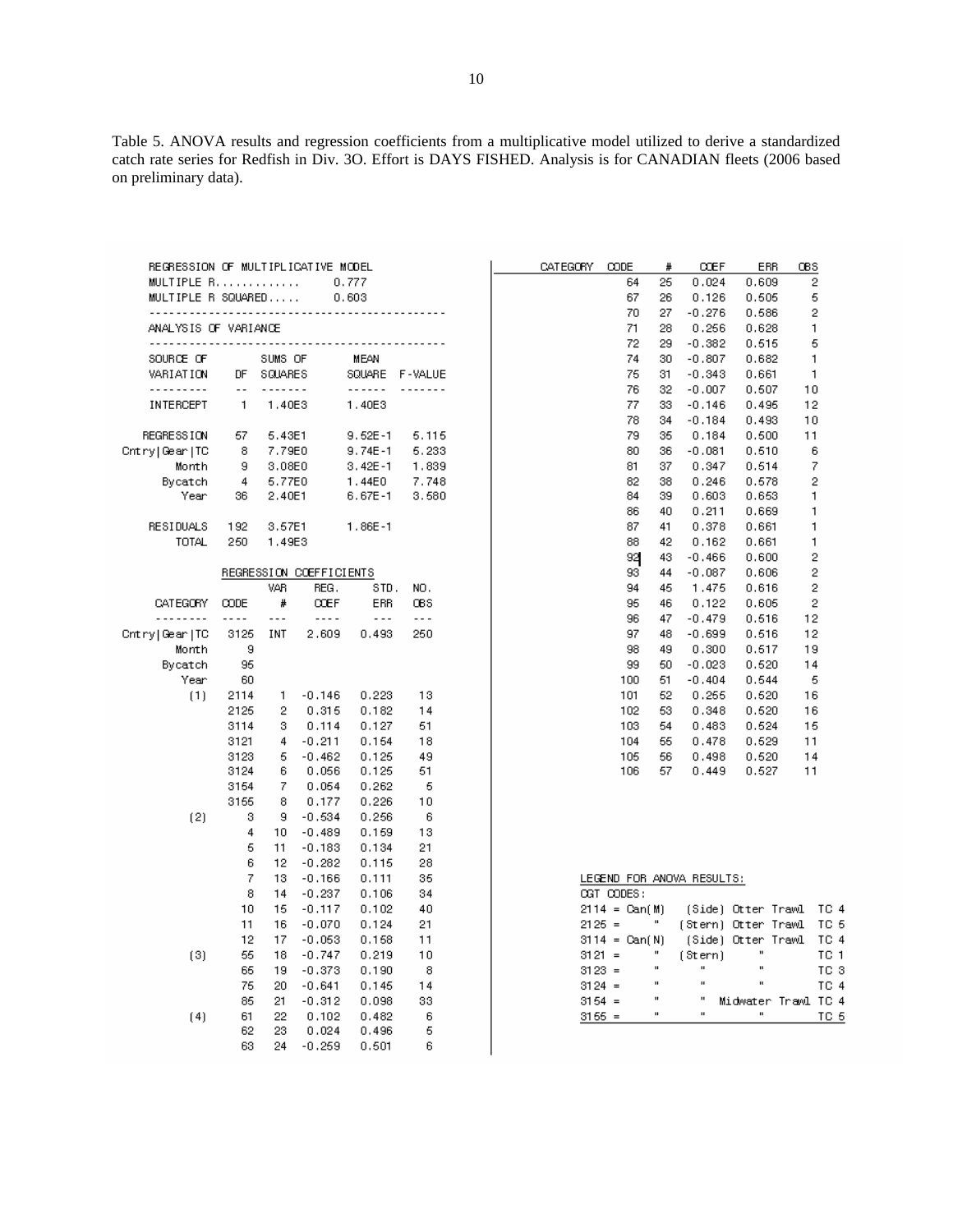Table 5. ANOVA results and regression coefficients from a multiplicative model utilized to derive a standardized catch rate series for Redfish in Div. 3O. Effort is DAYS FISHED. Analysis is for CANADIAN fleets (2006 based on preliminary data).

REGRESSION OF MULTIPLICATIVE MODEL

MULTIPLE R............. 0.777

MULTIPLE R SQUARED..... 0.603

ANALYSIS OF VARIANCE

| SOURCE OF VARIATION | DF | SUMS OF SQUARES | MEAN SQUARE | F-VALUE |
|---|---|---|---|---|
| INTERCEPT | 1 | 1.40E3 | 1.40E3 | |
| REGRESSION | 57 | 5.43E1 | 9.52E-1 | 5.115 |
| Cntry\|Gear\|TC | 8 | 7.79E0 | 9.74E-1 | 5.233 |
| Month | 9 | 3.08E0 | 3.42E-1 | 1.839 |
| Bycatch | 4 | 5.77E0 | 1.44E0 | 7.748 |
| Year | 36 | 2.40E1 | 6.67E-1 | 3.580 |
| RESIDUALS | 192 | 3.57E1 | 1.86E-1 | |
| TOTAL | 250 | 1.49E3 | | |

REGRESSION COEFFICIENTS

| CATEGORY | CODE | VAR # | REG. COEF | STD. ERR | NO. OBS |
|---|---|---|---|---|---|
| Cntry\|Gear\|TC | 3125 | INT | 2.609 | 0.493 | 250 |
| Month | 9 | | | | |
| Bycatch | 95 | | | | |
| Year | 60 | | | | |
| (1) | 2114 | 1 | -0.146 | 0.223 | 13 |
| | 2125 | 2 | 0.315 | 0.182 | 14 |
| | 3114 | 3 | 0.114 | 0.127 | 51 |
| | 3121 | 4 | -0.211 | 0.154 | 18 |
| | 3123 | 5 | -0.462 | 0.125 | 49 |
| | 3124 | 6 | 0.056 | 0.125 | 51 |
| | 3154 | 7 | 0.054 | 0.262 | 5 |
| | 3155 | 8 | 0.177 | 0.226 | 10 |
| (2) | 3 | 9 | -0.534 | 0.256 | 6 |
| | 4 | 10 | -0.489 | 0.159 | 13 |
| | 5 | 11 | -0.183 | 0.134 | 21 |
| | 6 | 12 | -0.282 | 0.115 | 28 |
| | 7 | 13 | -0.166 | 0.111 | 35 |
| | 8 | 14 | -0.237 | 0.106 | 34 |
| | 10 | 15 | -0.117 | 0.102 | 40 |
| | 11 | 16 | -0.070 | 0.124 | 21 |
| | 12 | 17 | -0.053 | 0.158 | 11 |
| (3) | 55 | 18 | -0.747 | 0.219 | 10 |
| | 65 | 19 | -0.373 | 0.190 | 8 |
| | 75 | 20 | -0.641 | 0.145 | 14 |
| | 85 | 21 | -0.312 | 0.098 | 33 |
| (4) | 61 | 22 | 0.102 | 0.482 | 6 |
| | 62 | 23 | 0.024 | 0.496 | 5 |
| | 63 | 24 | -0.259 | 0.501 | 6 |
| | 64 | 25 | 0.024 | 0.609 | 2 |
| | 67 | 26 | 0.126 | 0.505 | 5 |
| | 70 | 27 | -0.276 | 0.586 | 2 |
| | 71 | 28 | 0.256 | 0.628 | 1 |
| | 72 | 29 | -0.382 | 0.515 | 5 |
| | 74 | 30 | -0.807 | 0.682 | 1 |
| | 75 | 31 | -0.343 | 0.661 | 1 |
| | 76 | 32 | -0.007 | 0.507 | 10 |
| | 77 | 33 | -0.146 | 0.495 | 12 |
| | 78 | 34 | -0.184 | 0.493 | 10 |
| | 79 | 35 | 0.184 | 0.500 | 11 |
| | 80 | 36 | -0.081 | 0.510 | 6 |
| | 81 | 37 | 0.347 | 0.514 | 7 |
| | 82 | 38 | 0.246 | 0.578 | 2 |
| | 84 | 39 | 0.603 | 0.653 | 1 |
| | 86 | 40 | 0.211 | 0.669 | 1 |
| | 87 | 41 | 0.378 | 0.661 | 1 |
| | 88 | 42 | 0.162 | 0.661 | 1 |
| | 92 | 43 | -0.466 | 0.600 | 2 |
| | 93 | 44 | -0.087 | 0.606 | 2 |
| | 94 | 45 | 1.475 | 0.616 | 2 |
| | 95 | 46 | 0.122 | 0.605 | 2 |
| | 96 | 47 | -0.479 | 0.516 | 12 |
| | 97 | 48 | -0.699 | 0.516 | 12 |
| | 98 | 49 | 0.300 | 0.517 | 19 |
| | 99 | 50 | -0.023 | 0.520 | 14 |
| | 100 | 51 | -0.404 | 0.544 | 5 |
| | 101 | 52 | 0.255 | 0.520 | 16 |
| | 102 | 53 | 0.348 | 0.520 | 16 |
| | 103 | 54 | 0.483 | 0.524 | 15 |
| | 104 | 55 | 0.478 | 0.529 | 11 |
| | 105 | 56 | 0.498 | 0.520 | 14 |
| | 106 | 57 | 0.449 | 0.527 | 11 |

LEGEND FOR ANOVA RESULTS:

CGT CODES:

| Code | Country | Side/Stern | Gear | TC |
|---|---|---|---|---|
| 2114 | Can(M) | (Side) | Otter Trawl | TC 4 |
| 2125 | " | (Stern) | Otter Trawl | TC 5 |
| 3114 | Can(N) | (Side) | Otter Trawl | TC 4 |
| 3121 | " | (Stern) | " | TC 1 |
| 3123 | " | " | " | TC 3 |
| 3124 | " | " | " | TC 4 |
| 3154 | " | " | Midwater Trawl | TC 4 |
| 3155 | " | " | " | TC 5 |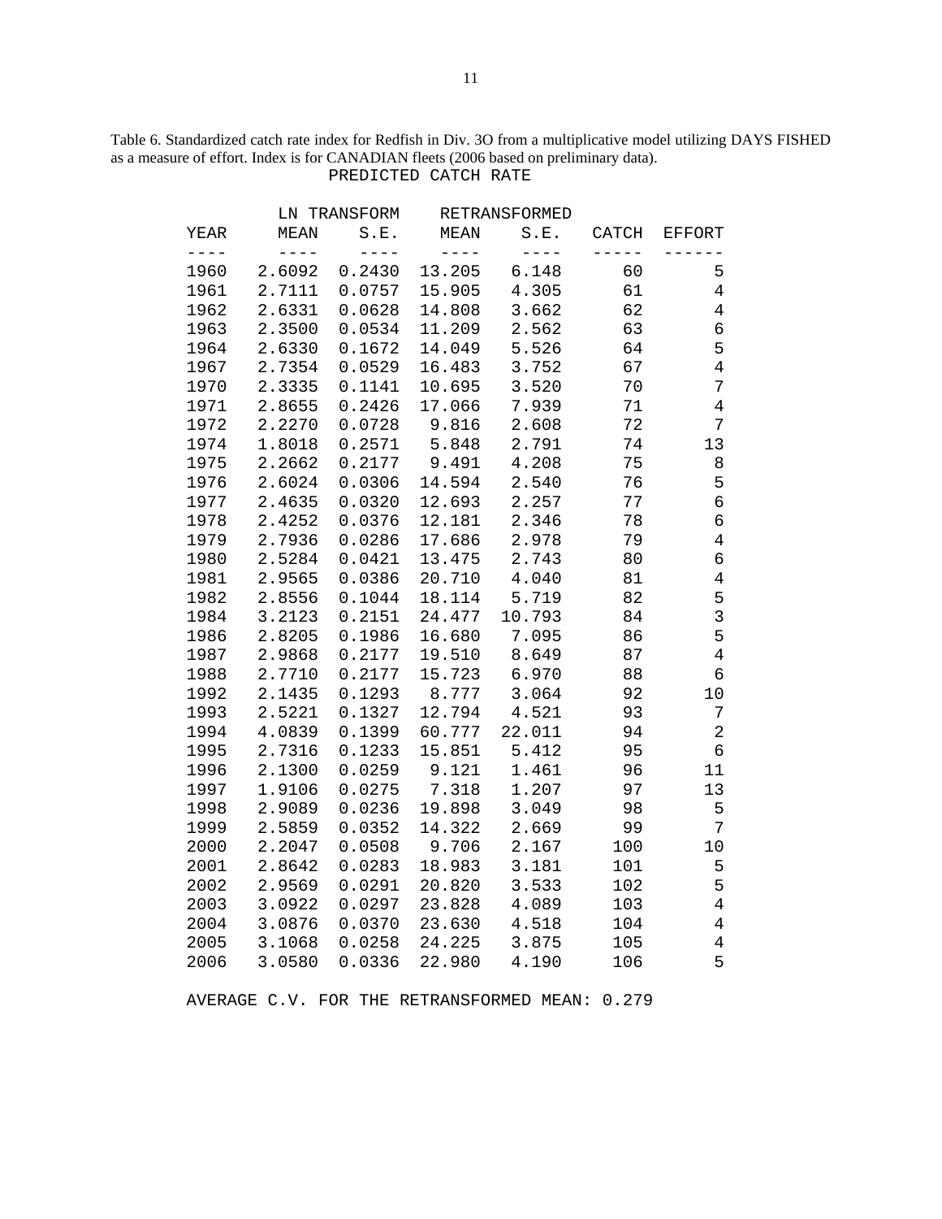Table 6. Standardized catch rate index for Redfish in Div. 3O from a multiplicative model utilizing DAYS FISHED as a measure of effort. Index is for CANADIAN fleets (2006 based on preliminary data).

PREDICTED CATCH RATE

| | LN TRANSFORM | | RETRANSFORMED | | | |
|---|---|---|---|---|---|---|
| YEAR | MEAN | S.E. | MEAN | S.E. | CATCH | EFFORT |
| 1960 | 2.6092 | 0.2430 | 13.205 | 6.148 | 60 | 5 |
| 1961 | 2.7111 | 0.0757 | 15.905 | 4.305 | 61 | 4 |
| 1962 | 2.6331 | 0.0628 | 14.808 | 3.662 | 62 | 4 |
| 1963 | 2.3500 | 0.0534 | 11.209 | 2.562 | 63 | 6 |
| 1964 | 2.6330 | 0.1672 | 14.049 | 5.526 | 64 | 5 |
| 1967 | 2.7354 | 0.0529 | 16.483 | 3.752 | 67 | 4 |
| 1970 | 2.3335 | 0.1141 | 10.695 | 3.520 | 70 | 7 |
| 1971 | 2.8655 | 0.2426 | 17.066 | 7.939 | 71 | 4 |
| 1972 | 2.2270 | 0.0728 | 9.816 | 2.608 | 72 | 7 |
| 1974 | 1.8018 | 0.2571 | 5.848 | 2.791 | 74 | 13 |
| 1975 | 2.2662 | 0.2177 | 9.491 | 4.208 | 75 | 8 |
| 1976 | 2.6024 | 0.0306 | 14.594 | 2.540 | 76 | 5 |
| 1977 | 2.4635 | 0.0320 | 12.693 | 2.257 | 77 | 6 |
| 1978 | 2.4252 | 0.0376 | 12.181 | 2.346 | 78 | 6 |
| 1979 | 2.7936 | 0.0286 | 17.686 | 2.978 | 79 | 4 |
| 1980 | 2.5284 | 0.0421 | 13.475 | 2.743 | 80 | 6 |
| 1981 | 2.9565 | 0.0386 | 20.710 | 4.040 | 81 | 4 |
| 1982 | 2.8556 | 0.1044 | 18.114 | 5.719 | 82 | 5 |
| 1984 | 3.2123 | 0.2151 | 24.477 | 10.793 | 84 | 3 |
| 1986 | 2.8205 | 0.1986 | 16.680 | 7.095 | 86 | 5 |
| 1987 | 2.9868 | 0.2177 | 19.510 | 8.649 | 87 | 4 |
| 1988 | 2.7710 | 0.2177 | 15.723 | 6.970 | 88 | 6 |
| 1992 | 2.1435 | 0.1293 | 8.777 | 3.064 | 92 | 10 |
| 1993 | 2.5221 | 0.1327 | 12.794 | 4.521 | 93 | 7 |
| 1994 | 4.0839 | 0.1399 | 60.777 | 22.011 | 94 | 2 |
| 1995 | 2.7316 | 0.1233 | 15.851 | 5.412 | 95 | 6 |
| 1996 | 2.1300 | 0.0259 | 9.121 | 1.461 | 96 | 11 |
| 1997 | 1.9106 | 0.0275 | 7.318 | 1.207 | 97 | 13 |
| 1998 | 2.9089 | 0.0236 | 19.898 | 3.049 | 98 | 5 |
| 1999 | 2.5859 | 0.0352 | 14.322 | 2.669 | 99 | 7 |
| 2000 | 2.2047 | 0.0508 | 9.706 | 2.167 | 100 | 10 |
| 2001 | 2.8642 | 0.0283 | 18.983 | 3.181 | 101 | 5 |
| 2002 | 2.9569 | 0.0291 | 20.820 | 3.533 | 102 | 5 |
| 2003 | 3.0922 | 0.0297 | 23.828 | 4.089 | 103 | 4 |
| 2004 | 3.0876 | 0.0370 | 23.630 | 4.518 | 104 | 4 |
| 2005 | 3.1068 | 0.0258 | 24.225 | 3.875 | 105 | 4 |
| 2006 | 3.0580 | 0.0336 | 22.980 | 4.190 | 106 | 5 |

AVERAGE C.V. FOR THE RETRANSFORMED MEAN: 0.279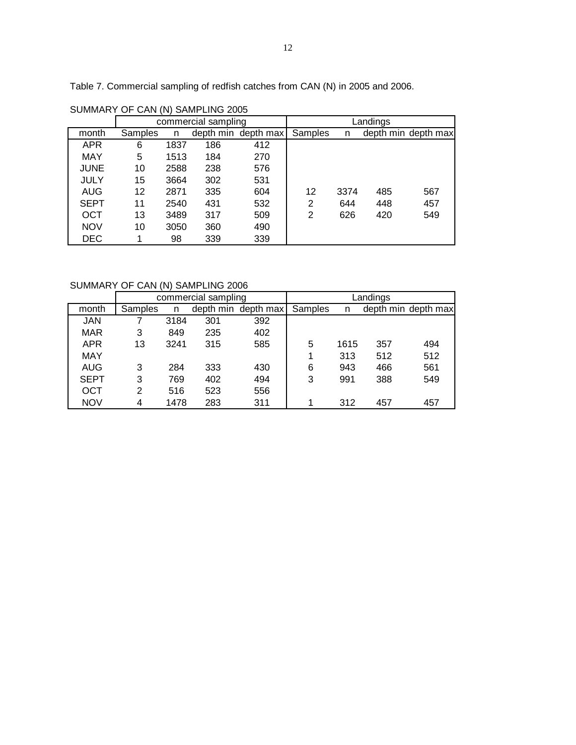Table 7. Commercial sampling of redfish catches from CAN (N) in 2005 and 2006.

SUMMARY OF CAN (N) SAMPLING 2005

| | commercial sampling | | | | Landings | | | |
|---|---|---|---|---|---|---|---|---|
| month | Samples | n | depth min | depth max | Samples | n | depth min | depth max |
| APR | 6 | 1837 | 186 | 412 | | | | |
| MAY | 5 | 1513 | 184 | 270 | | | | |
| JUNE | 10 | 2588 | 238 | 576 | | | | |
| JULY | 15 | 3664 | 302 | 531 | | | | |
| AUG | 12 | 2871 | 335 | 604 | 12 | 3374 | 485 | 567 |
| SEPT | 11 | 2540 | 431 | 532 | 2 | 644 | 448 | 457 |
| OCT | 13 | 3489 | 317 | 509 | 2 | 626 | 420 | 549 |
| NOV | 10 | 3050 | 360 | 490 | | | | |
| DEC | 1 | 98 | 339 | 339 | | | | |

SUMMARY OF CAN (N) SAMPLING 2006

| | commercial sampling | | | | Landings | | | |
|---|---|---|---|---|---|---|---|---|
| month | Samples | n | depth min | depth max | Samples | n | depth min | depth max |
| JAN | 7 | 3184 | 301 | 392 | | | | |
| MAR | 3 | 849 | 235 | 402 | | | | |
| APR | 13 | 3241 | 315 | 585 | 5 | 1615 | 357 | 494 |
| MAY | | | | | 1 | 313 | 512 | 512 |
| AUG | 3 | 284 | 333 | 430 | 6 | 943 | 466 | 561 |
| SEPT | 3 | 769 | 402 | 494 | 3 | 991 | 388 | 549 |
| OCT | 2 | 516 | 523 | 556 | | | | |
| NOV | 4 | 1478 | 283 | 311 | 1 | 312 | 457 | 457 |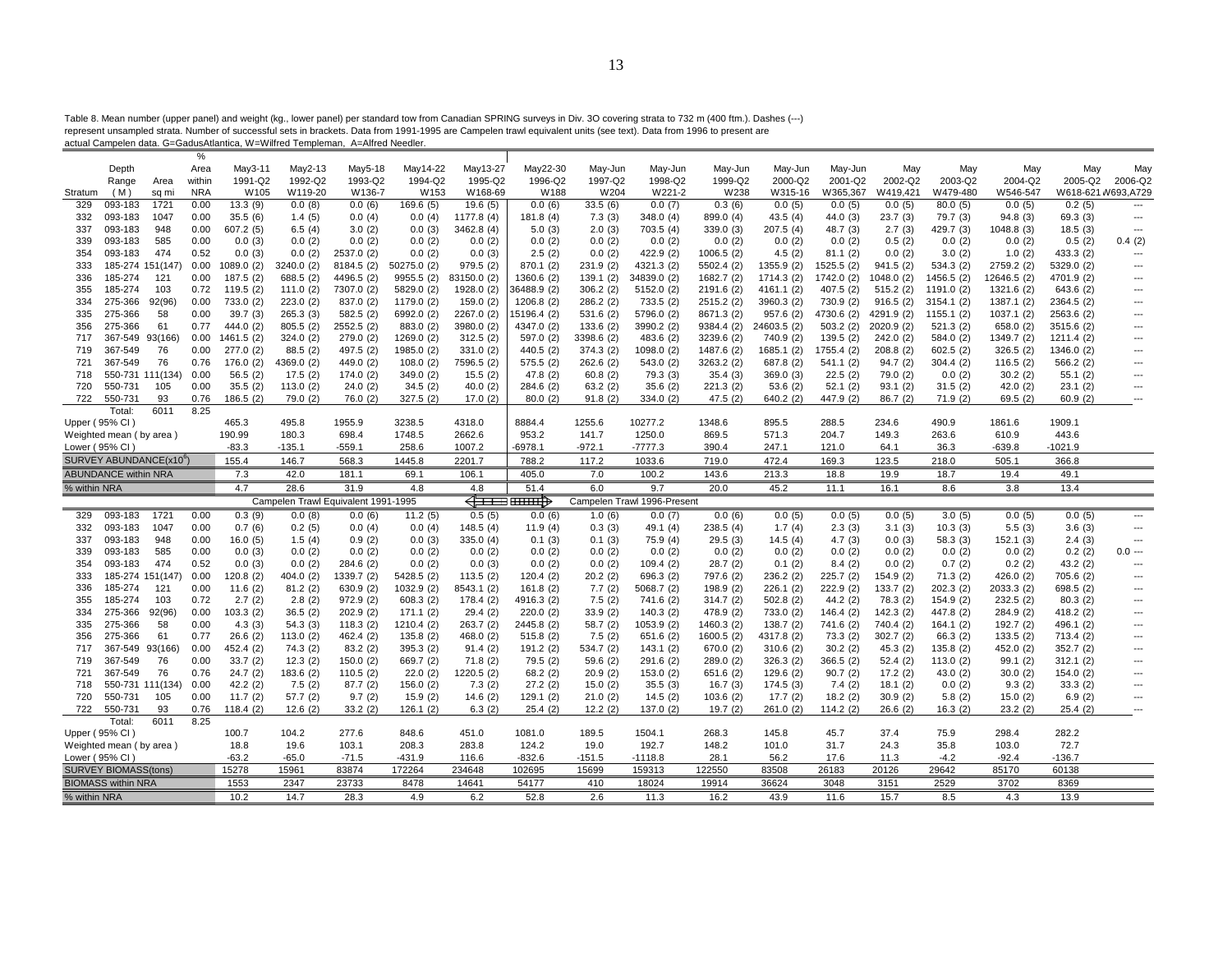Table 8. Mean number (upper panel) and weight (kg., lower panel) per standard tow from Canadian SPRING surveys in Div. 3O covering strata to 732 m (400 ftm.). Dashes (---) represent unsampled strata. Number of successful sets in brackets. Data from 1991-1995 are Campelen trawl equivalent units (see text). Data from 1996 to present are actual Campelen data. G=GadusAtlantica, W=Wilfred Templeman, A=Alfred Needler.

| Stratum | Depth Range (M) | Area sq mi | % Area within NRA | May3-11 1991-Q2 W105 | May2-13 1992-Q2 W119-20 | May5-18 1993-Q2 W136-7 | May14-22 1994-Q2 W153 | May13-27 1995-Q2 W168-69 | May22-30 1996-Q2 W188 | May-Jun 1997-Q2 W204 | May-Jun 1998-Q2 W221-2 | May-Jun 1999-Q2 W238 | May-Jun 2000-Q2 W315-16 | May-Jun 2001-Q2 W365,367 | May 2002-Q2 W419,421 | May 2003-Q2 W479-480 | May 2004-Q2 W546-547 | May 2005-Q2 W618-621,W | May 2006-Q2 693,A729 |
|---|---|---|---|---|---|---|---|---|---|---|---|---|---|---|---|---|---|---|---|
| 329 | 093-183 | 1721 | 0.00 | 13.3 (9) | 0.0 (8) | 0.0 (6) | 169.6 (5) | 19.6 (5) | 0.0 (6) | 33.5 (6) | 0.0 (7) | 0.3 (6) | 0.0 (5) | 0.0 (5) | 0.0 (5) | 80.0 (5) | 0.0 (5) | 0.2 (5) | --- |
| 332 | 093-183 | 1047 | 0.00 | 35.5 (6) | 1.4 (5) | 0.0 (4) | 0.0 (4) | 1177.8 (4) | 181.8 (4) | 7.3 (3) | 348.0 (4) | 899.0 (4) | 43.5 (4) | 44.0 (3) | 23.7 (3) | 79.7 (3) | 94.8 (3) | 69.3 (3) | --- |
| 337 | 093-183 | 948 | 0.00 | 607.2 (5) | 6.5 (4) | 3.0 (2) | 0.0 (3) | 3462.8 (4) | 5.0 (3) | 2.0 (3) | 703.5 (4) | 339.0 (3) | 207.5 (4) | 48.7 (3) | 2.7 (3) | 429.7 (3) | 1048.8 (3) | 18.5 (3) | --- |
| 339 | 093-183 | 585 | 0.00 | 0.0 (3) | 0.0 (2) | 0.0 (2) | 0.0 (2) | 0.0 (2) | 0.0 (2) | 0.0 (2) | 0.0 (2) | 0.0 (2) | 0.0 (2) | 0.0 (2) | 0.5 (2) | 0.0 (2) | 0.0 (2) | 0.5 (2) | 0.4 (2) |
| 354 | 093-183 | 474 | 0.52 | 0.0 (3) | 0.0 (2) | 2537.0 (2) | 0.0 (2) | 0.0 (3) | 2.5 (2) | 0.0 (2) | 422.9 (2) | 1006.5 (2) | 4.5 (2) | 81.1 (2) | 0.0 (2) | 3.0 (2) | 1.0 (2) | 433.3 (2) | --- |
| 333 | 185-274 | 151(147) | 0.00 | 1089.0 (2) | 3240.0 (2) | 8184.5 (2) | 50275.0 (2) | 979.5 (2) | 870.1 (2) | 231.9 (2) | 4321.3 (2) | 5502.4 (2) | 1355.9 (2) | 1525.5 (2) | 941.5 (2) | 534.3 (2) | 2759.2 (2) | 5329.0 (2) | --- |
| 336 | 185-274 | 121 | 0.00 | 187.5 (2) | 688.5 (2) | 4496.5 (2) | 9955.5 (2) | 83150.0 (2) | 1360.6 (2) | 139.1 (2) | 34839.0 (2) | 1682.7 (2) | 1714.3 (2) | 1742.0 (2) | 1048.0 (2) | 1456.5 (2) | 12646.5 (2) | 4701.9 (2) | --- |
| 355 | 185-274 | 103 | 0.72 | 119.5 (2) | 111.0 (2) | 7307.0 (2) | 5829.0 (2) | 1928.0 (2) | 36488.9 (2) | 306.2 (2) | 5152.0 (2) | 2191.6 (2) | 4161.1 (2) | 407.5 (2) | 515.2 (2) | 1191.0 (2) | 1321.6 (2) | 643.6 (2) | --- |
| 334 | 275-366 | 92(96) | 0.00 | 733.0 (2) | 223.0 (2) | 837.0 (2) | 1179.0 (2) | 159.0 (2) | 1206.8 (2) | 286.2 (2) | 733.5 (2) | 2515.2 (2) | 3960.3 (2) | 730.9 (2) | 916.5 (2) | 3154.1 (2) | 1387.1 (2) | 2364.5 (2) | --- |
| 335 | 275-366 | 58 | 0.00 | 39.7 (3) | 265.3 (3) | 582.5 (2) | 6992.0 (2) | 2267.0 (2) | 15196.4 (2) | 531.6 (2) | 5796.0 (2) | 8671.3 (2) | 957.6 (2) | 4730.6 (2) | 4291.9 (2) | 1155.1 (2) | 1037.1 (2) | 2563.6 (2) | --- |
| 356 | 275-366 | 61 | 0.77 | 444.0 (2) | 805.5 (2) | 2552.5 (2) | 883.0 (2) | 3980.0 (2) | 4347.0 (2) | 133.6 (2) | 3990.2 (2) | 9384.4 (2) | 24603.5 (2) | 503.2 (2) | 2020.9 (2) | 521.3 (2) | 658.0 (2) | 3515.6 (2) | --- |
| 717 | 367-549 | 93(166) | 0.00 | 1461.5 (2) | 324.0 (2) | 279.0 (2) | 1269.0 (2) | 312.5 (2) | 597.0 (2) | 3398.6 (2) | 483.6 (2) | 3239.6 (2) | 740.9 (2) | 139.5 (2) | 242.0 (2) | 584.0 (2) | 1349.7 (2) | 1211.4 (2) | --- |
| 719 | 367-549 | 76 | 0.00 | 277.0 (2) | 88.5 (2) | 497.5 (2) | 1985.0 (2) | 331.0 (2) | 440.5 (2) | 374.3 (2) | 1098.0 (2) | 1487.6 (2) | 1685.1 (2) | 1755.4 (2) | 208.8 (2) | 602.5 (2) | 326.5 (2) | 1346.0 (2) | --- |
| 721 | 367-549 | 76 | 0.76 | 176.0 (2) | 4369.0 (2) | 449.0 (2) | 108.0 (2) | 7596.5 (2) | 575.5 (2) | 262.6 (2) | 543.0 (2) | 3263.2 (2) | 687.8 (2) | 541.1 (2) | 94.7 (2) | 304.4 (2) | 116.5 (2) | 566.2 (2) | --- |
| 718 | 550-731 | 111(134) | 0.00 | 56.5 (2) | 17.5 (2) | 174.0 (2) | 349.0 (2) | 15.5 (2) | 47.8 (2) | 60.8 (2) | 79.3 (3) | 35.4 (3) | 369.0 (3) | 22.5 (2) | 79.0 (2) | 0.0 (2) | 30.2 (2) | 55.1 (2) | --- |
| 720 | 550-731 | 105 | 0.00 | 35.5 (2) | 113.0 (2) | 24.0 (2) | 34.5 (2) | 40.0 (2) | 284.6 (2) | 63.2 (2) | 35.6 (2) | 221.3 (2) | 53.6 (2) | 52.1 (2) | 93.1 (2) | 31.5 (2) | 42.0 (2) | 23.1 (2) | --- |
| 722 | 550-731 | 93 | 0.76 | 186.5 (2) | 79.0 (2) | 76.0 (2) | 327.5 (2) | 17.0 (2) | 80.0 (2) | 91.8 (2) | 334.0 (2) | 47.5 (2) | 640.2 (2) | 447.9 (2) | 86.7 (2) | 71.9 (2) | 69.5 (2) | 60.9 (2) | --- |
| | Total: | 6011 | 8.25 | | | | | | | | | | | | | | | | |
| Upper ( 95% CI ) | | | | 465.3 | 495.8 | 1955.9 | 3238.5 | 4318.0 | 8884.4 | 1255.6 | 10277.2 | 1348.6 | 895.5 | 288.5 | 234.6 | 490.9 | 1861.6 | 1909.1 | |
| Weighted mean ( by area ) | | | | 190.99 | 180.3 | 698.4 | 1748.5 | 2662.6 | 953.2 | 141.7 | 1250.0 | 869.5 | 571.3 | 204.7 | 149.3 | 263.6 | 610.9 | 443.6 | |
| Lower ( 95% CI ) | | | | -83.3 | -135.1 | -559.1 | 258.6 | 1007.2 | -6978.1 | -972.1 | -7777.3 | 390.4 | 247.1 | 121.0 | 64.1 | 36.3 | -639.8 | -1021.9 | |
| SURVEY ABUNDANCE($x10^6$) | | | | 155.4 | 146.7 | 568.3 | 1445.8 | 2201.7 | 788.2 | 117.2 | 1033.6 | 719.0 | 472.4 | 169.3 | 123.5 | 218.0 | 505.1 | 366.8 | |
| ABUNDANCE within NRA | | | | 7.3 | 42.0 | 181.1 | 69.1 | 106.1 | 405.0 | 7.0 | 100.2 | 143.6 | 213.3 | 18.8 | 19.9 | 18.7 | 19.4 | 49.1 | |
| % within NRA | | | | 4.7 | 28.6 | 31.9 | 4.8 | 4.8 | 51.4 | 6.0 | 9.7 | 20.0 | 45.2 | 11.1 | 16.1 | 8.6 | 3.8 | 13.4 | |

| Stratum | Depth Range (M) | Area sq mi | % Area within NRA | Campelen Trawl Equivalent 1991-1995 | | | | | Campelen Trawl 1996-Present | | | | | | | | | | |
|---|---|---|---|---|---|---|---|---|---|---|---|---|---|---|---|---|---|---|---|
| 329 | 093-183 | 1721 | 0.00 | 0.3 (9) | 0.0 (8) | 0.0 (6) | 11.2 (5) | 0.5 (5) | 0.0 (6) | 1.0 (6) | 0.0 (7) | 0.0 (6) | 0.0 (5) | 0.0 (5) | 0.0 (5) | 3.0 (5) | 0.0 (5) | 0.0 (5) | --- |
| 332 | 093-183 | 1047 | 0.00 | 0.7 (6) | 0.2 (5) | 0.0 (4) | 0.0 (4) | 148.5 (4) | 11.9 (4) | 0.3 (3) | 49.1 (4) | 238.5 (4) | 1.7 (4) | 2.3 (3) | 3.1 (3) | 10.3 (3) | 5.5 (3) | 3.6 (3) | --- |
| 337 | 093-183 | 948 | 0.00 | 16.0 (5) | 1.5 (4) | 0.9 (2) | 0.0 (3) | 335.0 (4) | 0.1 (3) | 0.1 (3) | 75.9 (4) | 29.5 (3) | 14.5 (4) | 4.7 (3) | 0.0 (3) | 58.3 (3) | 152.1 (3) | 2.4 (3) | --- |
| 339 | 093-183 | 585 | 0.00 | 0.0 (3) | 0.0 (2) | 0.0 (2) | 0.0 (2) | 0.0 (2) | 0.0 (2) | 0.0 (2) | 0.0 (2) | 0.0 (2) | 0.0 (2) | 0.0 (2) | 0.0 (2) | 0.0 (2) | 0.0 (2) | 0.2 (2) | 0.0 --- |
| 354 | 093-183 | 474 | 0.52 | 0.0 (3) | 0.0 (2) | 284.6 (2) | 0.0 (2) | 0.0 (3) | 0.0 (2) | 0.0 (2) | 109.4 (2) | 28.7 (2) | 0.1 (2) | 8.4 (2) | 0.0 (2) | 0.7 (2) | 0.2 (2) | 43.2 (2) | --- |
| 333 | 185-274 | 151(147) | 0.00 | 120.8 (2) | 404.0 (2) | 1339.7 (2) | 5428.5 (2) | 113.5 (2) | 120.4 (2) | 20.2 (2) | 696.3 (2) | 797.6 (2) | 236.2 (2) | 225.7 (2) | 154.9 (2) | 71.3 (2) | 426.0 (2) | 705.6 (2) | --- |
| 336 | 185-274 | 121 | 0.00 | 11.6 (2) | 81.2 (2) | 630.9 (2) | 1032.9 (2) | 8543.1 (2) | 161.8 (2) | 7.7 (2) | 5068.7 (2) | 198.9 (2) | 226.1 (2) | 222.9 (2) | 133.7 (2) | 202.3 (2) | 2033.3 (2) | 698.5 (2) | --- |
| 355 | 185-274 | 103 | 0.72 | 2.7 (2) | 2.8 (2) | 972.9 (2) | 608.3 (2) | 178.4 (2) | 4916.3 (2) | 7.5 (2) | 741.6 (2) | 314.7 (2) | 502.8 (2) | 44.2 (2) | 78.3 (2) | 154.9 (2) | 232.5 (2) | 80.3 (2) | --- |
| 334 | 275-366 | 92(96) | 0.00 | 103.3 (2) | 36.5 (2) | 202.9 (2) | 171.1 (2) | 29.4 (2) | 220.0 (2) | 33.9 (2) | 140.3 (2) | 478.9 (2) | 733.0 (2) | 146.4 (2) | 142.3 (2) | 447.8 (2) | 284.9 (2) | 418.2 (2) | --- |
| 335 | 275-366 | 58 | 0.00 | 4.3 (3) | 54.3 (3) | 118.3 (2) | 1210.4 (2) | 263.7 (2) | 2445.8 (2) | 58.7 (2) | 1053.9 (2) | 1460.3 (2) | 138.7 (2) | 741.6 (2) | 740.4 (2) | 164.1 (2) | 192.7 (2) | 496.1 (2) | --- |
| 356 | 275-366 | 61 | 0.77 | 26.6 (2) | 113.0 (2) | 462.4 (2) | 135.8 (2) | 468.0 (2) | 515.8 (2) | 7.5 (2) | 651.6 (2) | 1600.5 (2) | 4317.8 (2) | 73.3 (2) | 302.7 (2) | 66.3 (2) | 133.5 (2) | 713.4 (2) | --- |
| 717 | 367-549 | 93(166) | 0.00 | 452.4 (2) | 74.3 (2) | 83.2 (2) | 395.3 (2) | 91.4 (2) | 191.2 (2) | 534.7 (2) | 143.1 (2) | 670.0 (2) | 310.6 (2) | 30.2 (2) | 45.3 (2) | 135.8 (2) | 452.0 (2) | 352.7 (2) | --- |
| 719 | 367-549 | 76 | 0.00 | 33.7 (2) | 12.3 (2) | 150.0 (2) | 669.7 (2) | 71.8 (2) | 79.5 (2) | 59.6 (2) | 291.6 (2) | 289.0 (2) | 326.3 (2) | 366.5 (2) | 52.4 (2) | 113.0 (2) | 99.1 (2) | 312.1 (2) | --- |
| 721 | 367-549 | 76 | 0.76 | 24.7 (2) | 183.6 (2) | 110.5 (2) | 22.0 (2) | 1220.5 (2) | 68.2 (2) | 20.9 (2) | 153.0 (2) | 651.6 (2) | 129.6 (2) | 90.7 (2) | 17.2 (2) | 43.0 (2) | 30.0 (2) | 154.0 (2) | --- |
| 718 | 550-731 | 111(134) | 0.00 | 42.2 (2) | 7.5 (2) | 87.7 (2) | 156.0 (2) | 7.3 (2) | 27.2 (2) | 15.0 (2) | 35.5 (3) | 16.7 (3) | 174.5 (3) | 7.4 (2) | 18.1 (2) | 0.0 (2) | 9.3 (2) | 33.3 (2) | --- |
| 720 | 550-731 | 105 | 0.00 | 11.7 (2) | 57.7 (2) | 9.7 (2) | 15.9 (2) | 14.6 (2) | 129.1 (2) | 21.0 (2) | 14.5 (2) | 103.6 (2) | 17.7 (2) | 18.2 (2) | 30.9 (2) | 5.8 (2) | 15.0 (2) | 6.9 (2) | --- |
| 722 | 550-731 | 93 | 0.76 | 118.4 (2) | 12.6 (2) | 33.2 (2) | 126.1 (2) | 6.3 (2) | 25.4 (2) | 12.2 (2) | 137.0 (2) | 19.7 (2) | 261.0 (2) | 114.2 (2) | 26.6 (2) | 16.3 (2) | 23.2 (2) | 25.4 (2) | --- |
| | Total: | 6011 | 8.25 | | | | | | | | | | | | | | | | |
| Upper ( 95% CI ) | | | | 100.7 | 104.2 | 277.6 | 848.6 | 451.0 | 1081.0 | 189.5 | 1504.1 | 268.3 | 145.8 | 45.7 | 37.4 | 75.9 | 298.4 | 282.2 | |
| Weighted mean ( by area ) | | | | 18.8 | 19.6 | 103.1 | 208.3 | 283.8 | 124.2 | 19.0 | 192.7 | 148.2 | 101.0 | 31.7 | 24.3 | 35.8 | 103.0 | 72.7 | |
| Lower ( 95% CI ) | | | | -63.2 | -65.0 | -71.5 | -431.9 | 116.6 | -832.6 | -151.5 | -1118.8 | 28.1 | 56.2 | 17.6 | 11.3 | -4.2 | -92.4 | -136.7 | |
| SURVEY BIOMASS(tons) | | | | 15278 | 15961 | 83874 | 172264 | 234648 | 102695 | 15699 | 159313 | 122550 | 83508 | 26183 | 20126 | 29642 | 85170 | 60138 | |
| BIOMASS within NRA | | | | 1553 | 2347 | 23733 | 8478 | 14641 | 54177 | 410 | 18024 | 19914 | 36624 | 3048 | 3151 | 2529 | 3702 | 8369 | |
| % within NRA | | | | 10.2 | 14.7 | 28.3 | 4.9 | 6.2 | 52.8 | 2.6 | 11.3 | 16.2 | 43.9 | 11.6 | 15.7 | 8.5 | 4.3 | 13.9 | |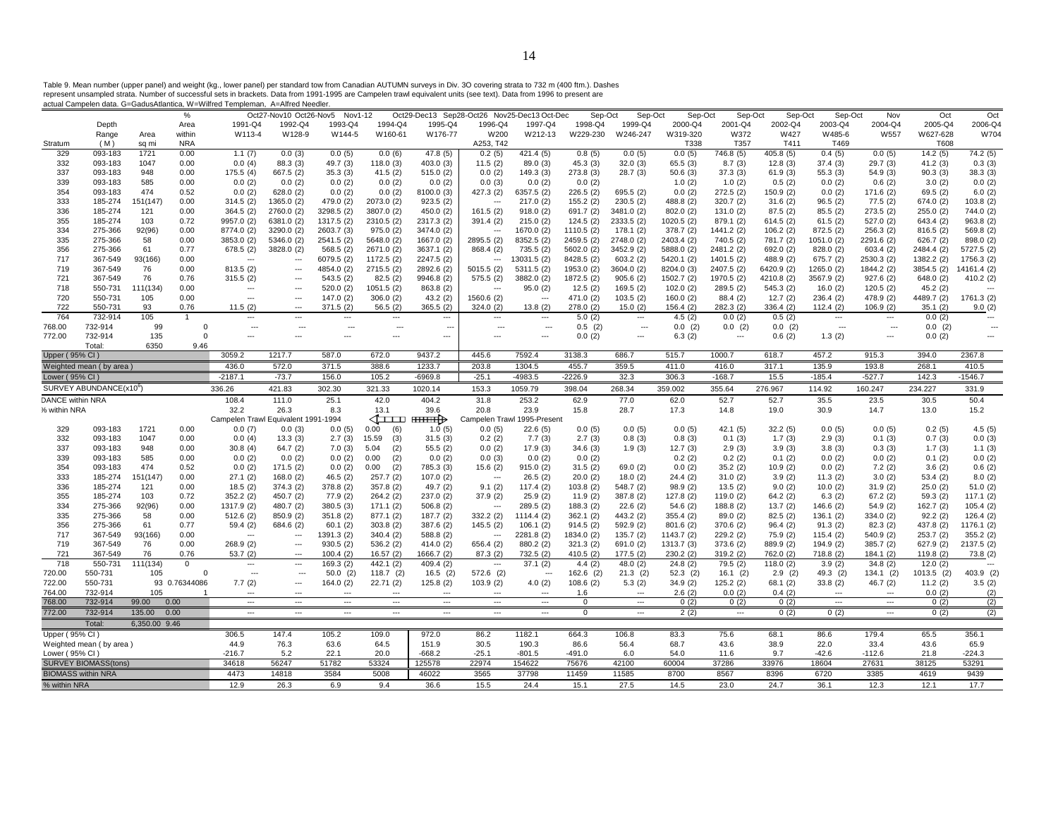Table 9. Mean number (upper panel) and weight (kg., lower panel) per standard tow from Canadian AUTUMN surveys in Div. 3O covering strata to 732 m (400 ftm.). Dashes represent unsampled strata. Number of successful sets in brackets. Data from 1991-1995 are Campelen trawl equivalent units (see text). Data from 1996 to present are actual Campelen data. G=GadusAtlantica, W=Wilfred Templeman, A=Alfred Needler.

| Stratum | Depth Range (M) | Area sq mi | % Area within NRA | Oct27-Nov10 1991-Q4 W113-4 | Oct26-Nov5 1992-Q4 W128-9 | Nov1-12 1993-Q4 W144-5 | 1994-Q4 W160-61 | Oct29-Dec13 1995-Q4 W176-77 | Sep28-Oct26 1996-Q4 W200 A253, T42 | Nov25-Dec13 1997-Q4 W212-13 | Oct-Dec 1998-Q4 W229-230 | Sep-Oct 1999-Q4 W246-247 | Sep-Oct 2000-Q4 W319-320 T338 | Sep-Oct 2001-Q4 W372 T357 | Sep-Oct 2002-Q4 W427 T411 | Sep-Oct 2003-Q4 W485-6 T469 | Nov 2004-Q4 W557 | Oct 2005-Q4 W627-628 T608 | Oct 2006-Q4 W704 |
|---|---|---|---|---|---|---|---|---|---|---|---|---|---|---|---|---|---|---|---|
| 329 | 093-183 | 1721 | 0.00 | 1.1 (7) | 0.0 (3) | 0.0 (5) | 0.0 (6) | 47.8 (5) | 0.2 (5) | 421.4 (5) | 0.8 (5) | 0.0 (5) | 0.0 (5) | 746.8 (5) | 405.8 (5) | 0.4 (5) | 0.0 (5) | 14.2 (5) | 74.2 (5) |
| 332 | 093-183 | 1047 | 0.00 | 0.0 (4) | 88.3 (3) | 49.7 (3) | 118.0 (3) | 403.0 (3) | 11.5 (2) | 89.0 (3) | 45.3 (3) | 32.0 (3) | 65.5 (3) | 8.7 (3) | 12.8 (3) | 37.4 (3) | 29.7 (3) | 41.2 (3) | 0.3 (3) |
| 337 | 093-183 | 948 | 0.00 | 175.5 (4) | 667.5 (2) | 35.3 (3) | 41.5 (2) | 515.0 (2) | 0.0 (2) | 149.3 (3) | 273.8 (3) | 28.7 (3) | 50.6 (3) | 37.3 (3) | 61.9 (3) | 55.3 (3) | 54.9 (3) | 90.3 (3) | 38.3 (3) |
| 339 | 093-183 | 585 | 0.00 | 0.0 (2) | 0.0 (2) | 0.0 (2) | 0.0 (2) | 0.0 (2) | 0.0 (3) | 0.0 (2) | 0.0 (2) | | 1.0 (2) | 1.0 (2) | 0.5 (2) | 0.0 (2) | 0.6 (2) | 3.0 (2) | 0.0 (2) |
| 354 | 093-183 | 474 | 0.52 | 0.0 (2) | 628.0 (2) | 0.0 (2) | 0.0 (2) | 8100.0 (3) | 427.3 (2) | 6357.5 (2) | 226.5 (2) | 695.5 (2) | 0.0 (2) | 272.5 (2) | 150.9 (2) | 0.0 (2) | 171.6 (2) | 69.5 (2) | 6.0 (2) |
| 333 | 185-274 | 151(147) | 0.00 | 314.5 (2) | 1365.0 (2) | 479.0 (2) | 2073.0 (2) | 923.5 (2) | --- | 217.0 (2) | 155.2 (2) | 230.5 (2) | 488.8 (2) | 320.7 (2) | 31.6 (2) | 96.5 (2) | 77.5 (2) | 674.0 (2) | 103.8 (2) |
| 336 | 185-274 | 121 | 0.00 | 364.5 (2) | 2760.0 (2) | 3298.5 (2) | 3807.0 (2) | 450.0 (2) | 161.5 (2) | 918.0 (2) | 691.7 (2) | 3481.0 (2) | 802.0 (2) | 131.0 (2) | 87.5 (2) | 85.5 (2) | 273.5 (2) | 255.0 (2) | 744.0 (2) |
| 355 | 185-274 | 103 | 0.72 | 9957.0 (2) | 6381.0 (2) | 1317.5 (2) | 2310.5 (2) | 2317.3 (2) | 391.4 (2) | 215.0 (2) | 124.5 (2) | 2333.5 (2) | 1020.5 (2) | 879.1 (2) | 614.5 (2) | 61.5 (2) | 527.0 (2) | 643.4 (2) | 963.8 (2) |
| 334 | 275-366 | 92(96) | 0.00 | 8774.0 (2) | 3290.0 (2) | 2603.7 (3) | 975.0 (2) | 3474.0 (2) | --- | 1670.0 (2) | 1110.5 (2) | 178.1 (2) | 378.7 (2) | 1441.2 (2) | 106.2 (2) | 872.5 (2) | 256.3 (2) | 816.5 (2) | 569.8 (2) |
| 335 | 275-366 | 58 | 0.00 | 3853.0 (2) | 5346.0 (2) | 2541.5 (2) | 5648.0 (2) | 1667.0 (2) | 2895.5 (2) | 8352.5 (2) | 2459.5 (2) | 2748.0 (2) | 2403.4 (2) | 740.5 (2) | 781.7 (2) | 1051.0 (2) | 2291.6 (2) | 626.7 (2) | 898.0 (2) |
| 356 | 275-366 | 61 | 0.77 | 678.5 (2) | 3828.0 (2) | 568.5 (2) | 2671.0 (2) | 3637.1 (2) | 868.4 (2) | 735.5 (2) | 5602.0 (2) | 3452.9 (2) | 5888.0 (2) | 2481.2 (2) | 692.0 (2) | 828.0 (2) | 603.4 (2) | 2484.4 (2) | 5727.5 (2) |
| 717 | 367-549 | 93(166) | 0.00 | --- | --- | 6079.5 (2) | 1172.5 (2) | 2247.5 (2) | --- | 13031.5 (2) | 8428.5 (2) | 603.2 (2) | 5420.1 (2) | 1401.5 (2) | 488.9 (2) | 675.7 (2) | 2530.3 (2) | 1382.2 (2) | 1756.3 (2) |
| 719 | 367-549 | 76 | 0.00 | 813.5 (2) | --- | 4854.0 (2) | 2715.5 (2) | 2892.6 (2) | 5015.5 (2) | 5311.5 (2) | 1953.0 (2) | 3604.0 (2) | 8204.0 (3) | 2407.5 (2) | 6420.9 (2) | 1265.0 (2) | 1844.2 (2) | 3854.5 (2) | 14161.4 (2) |
| 721 | 367-549 | 76 | 0.76 | 315.5 (2) | --- | 543.5 (2) | 82.5 (2) | 9946.8 (2) | 575.5 (2) | 3882.0 (2) | 1872.5 (2) | 905.6 (2) | 1502.7 (2) | 1970.5 (2) | 4210.8 (2) | 3567.9 (2) | 927.6 (2) | 648.0 (2) | 410.2 (2) |
| 718 | 550-731 | 111(134) | 0.00 | --- | --- | 520.0 (2) | 1051.5 (2) | 863.8 (2) | --- | 95.0 (2) | 12.5 (2) | 169.5 (2) | 102.0 (2) | 289.5 (2) | 545.3 (2) | 16.0 (2) | 120.5 (2) | 45.2 (2) | --- |
| 720 | 550-731 | 105 | 0.00 | --- | --- | 147.0 (2) | 306.0 (2) | 43.2 (2) | 1560.6 (2) | --- | 471.0 (2) | 103.5 (2) | 160.0 (2) | 88.4 (2) | 12.7 (2) | 236.4 (2) | 478.9 (2) | 4489.7 (2) | 1761.3 (2) |
| 722 | 550-731 | 93 | 0.76 | 11.5 (2) | --- | 371.5 (2) | 56.5 (2) | 365.5 (2) | 324.0 (2) | 13.8 (2) | 278.0 (2) | 15.0 (2) | 156.4 (2) | 282.3 (2) | 336.4 (2) | 112.4 (2) | 106.9 (2) | 35.1 (2) | 9.0 (2) |
| 764 | 732-914 | 105 | 1 | --- | --- | --- | --- | --- | --- | --- | 5.0 (2) | --- | 4.5 (2) | 0.0 (2) | 0.5 (2) | --- | --- | 0.0 (2) | --- |
| 768.00 | 732-914 | 99 | 0 | --- | --- | --- | --- | --- | --- | --- | 0.5 (2) | --- | 0.0 (2) | 0.0 (2) | 0.0 (2) | --- | --- | 0.0 (2) | --- |
| 772.00 | 732-914 | 135 | 0 | --- | --- | --- | --- | --- | --- | --- | 0.0 (2) | --- | 6.3 (2) | --- | 0.6 (2) | 1.3 (2) | --- | 0.0 (2) | --- |
| | Total: | 6350 | 9.46 | | | | | | | | | | | | | | | | |
| Upper ( 95% CI ) | | | | 3059.2 | 1217.7 | 587.0 | 672.0 | 9437.2 | 445.6 | 7592.4 | 3138.3 | 686.7 | 515.7 | 1000.7 | 618.7 | 457.2 | 915.3 | 394.0 | 2367.8 |
| Weighted mean ( by area ) | | | | 436.0 | 572.0 | 371.5 | 388.6 | 1233.7 | 203.8 | 1304.5 | 455.7 | 359.5 | 411.0 | 416.0 | 317.1 | 135.9 | 193.8 | 268.1 | 410.5 |
| Lower ( 95% CI ) | | | | -2187.1 | -73.7 | 156.0 | 105.2 | -6969.8 | -25.1 | -4983.5 | -2226.9 | 32.3 | 306.3 | -168.7 | 15.5 | -185.4 | -527.7 | 142.3 | -1546.7 |
| SURVEY ABUNDANCE($x10^6$) | | | | 336.26 | 421.83 | 302.30 | 321.33 | 1020.14 | 153.3 | 1059.79 | 398.04 | 268.34 | 359.002 | 355.64 | 276.967 | 114.92 | 160.247 | 234.227 | 331.9 |
| DANCE within NRA | | | | 108.4 | 111.0 | 25.1 | 42.0 | 404.2 | 31.8 | 253.2 | 62.9 | 77.0 | 62.0 | 52.7 | 52.7 | 35.5 | 23.5 | 30.5 | 50.4 |
| % within NRA | | | | 32.2 | 26.3 | 8.3 | 13.1 | 39.6 | 20.8 | 23.9 | 15.8 | 28.7 | 17.3 | 14.8 | 19.0 | 30.9 | 14.7 | 13.0 | 15.2 |
| | | | | Campelen Trawl Equivalent 1991-1994 | | | | | Campelen Trawl 1995-Present | | | | | | | | | | |
| 329 | 093-183 | 1721 | 0.00 | 0.0 (7) | 0.0 (3) | 0.0 (5) | 0.00 (6) | 1.0 (5) | 0.0 (5) | 22.6 (5) | 0.0 (5) | 0.0 (5) | 0.0 (5) | 42.1 (5) | 32.2 (5) | 0.0 (5) | 0.0 (5) | 0.2 (5) | 4.5 (5) |
| 332 | 093-183 | 1047 | 0.00 | 0.0 (4) | 13.3 (3) | 2.7 (3) | 15.59 (3) | 31.5 (3) | 0.2 (2) | 7.7 (3) | 2.7 (3) | 0.8 (3) | 0.8 (3) | 0.1 (3) | 1.7 (3) | 2.9 (3) | 0.1 (3) | 0.7 (3) | 0.0 (3) |
| 337 | 093-183 | 948 | 0.00 | 30.8 (4) | 64.7 (2) | 7.0 (3) | 5.04 (2) | 55.5 (2) | 0.0 (2) | 17.9 (3) | 34.6 (3) | 1.9 (3) | 12.7 (3) | 2.9 (3) | 3.9 (3) | 3.8 (3) | 0.3 (3) | 1.7 (3) | 1.1 (3) |
| 339 | 093-183 | 585 | 0.00 | 0.0 (2) | 0.0 (2) | 0.0 (2) | 0.00 (2) | 0.0 (2) | 0.0 (3) | 0.0 (2) | 0.0 (2) | | 0.2 (2) | 0.2 (2) | 0.1 (2) | 0.0 (2) | 0.0 (2) | 0.1 (2) | 0.0 (2) |
| 354 | 093-183 | 474 | 0.52 | 0.0 (2) | 171.5 (2) | 0.0 (2) | 0.00 (2) | 785.3 (3) | 15.6 (2) | 915.0 (2) | 31.5 (2) | 69.0 (2) | 0.0 (2) | 35.2 (2) | 10.9 (2) | 0.0 (2) | 7.2 (2) | 3.6 (2) | 0.6 (2) |
| 333 | 185-274 | 151(147) | 0.00 | 27.1 (2) | 168.0 (2) | 46.5 (2) | 257.7 (2) | 107.0 (2) | --- | 26.5 (2) | 20.0 (2) | 18.0 (2) | 24.4 (2) | 31.0 (2) | 3.9 (2) | 11.3 (2) | 3.0 (2) | 53.4 (2) | 8.0 (2) |
| 336 | 185-274 | 121 | 0.00 | 18.5 (2) | 374.3 (2) | 378.8 (2) | 357.8 (2) | 49.7 (2) | 9.1 (2) | 117.4 (2) | 103.8 (2) | 548.7 (2) | 98.9 (2) | 13.5 (2) | 9.0 (2) | 10.0 (2) | 31.9 (2) | 25.0 (2) | 51.0 (2) |
| 355 | 185-274 | 103 | 0.72 | 352.2 (2) | 450.7 (2) | 77.9 (2) | 264.2 (2) | 237.0 (2) | 37.9 (2) | 25.9 (2) | 11.9 (2) | 387.8 (2) | 127.8 (2) | 119.0 (2) | 64.2 (2) | 6.3 (2) | 67.2 (2) | 59.3 (2) | 117.1 (2) |
| 334 | 275-366 | 92(96) | 0.00 | 1317.9 (2) | 480.7 (2) | 380.5 (3) | 171.1 (2) | 506.8 (2) | --- | 289.5 (2) | 188.3 (2) | 22.6 (2) | 54.6 (2) | 188.8 (2) | 13.7 (2) | 146.6 (2) | 54.9 (2) | 162.7 (2) | 105.4 (2) |
| 335 | 275-366 | 58 | 0.00 | 512.6 (2) | 850.9 (2) | 351.8 (2) | 877.1 (2) | 187.7 (2) | 332.2 (2) | 1114.4 (2) | 362.1 (2) | 443.2 (2) | 355.4 (2) | 89.0 (2) | 82.5 (2) | 136.1 (2) | 334.0 (2) | 92.2 (2) | 126.4 (2) |
| 356 | 275-366 | 61 | 0.77 | 59.4 (2) | 684.6 (2) | 60.1 (2) | 303.8 (2) | 387.6 (2) | 145.5 (2) | 106.1 (2) | 914.5 (2) | 592.9 (2) | 801.6 (2) | 370.6 (2) | 96.4 (2) | 91.3 (2) | 82.3 (2) | 437.8 (2) | 1176.1 (2) |
| 717 | 367-549 | 93(166) | 0.00 | --- | --- | 1391.3 (2) | 340.4 (2) | 588.8 (2) | --- | 2281.8 (2) | 1834.0 (2) | 135.7 (2) | 1143.7 (2) | 229.2 (2) | 75.9 (2) | 115.4 (2) | 540.9 (2) | 253.7 (2) | 355.2 (2) |
| 719 | 367-549 | 76 | 0.00 | 268.9 (2) | --- | 930.5 (2) | 536.2 (2) | 414.0 (2) | 656.4 (2) | 880.2 (2) | 321.3 (2) | 691.0 (2) | 1313.7 (3) | 373.6 (2) | 889.9 (2) | 194.9 (2) | 385.7 (2) | 627.9 (2) | 2137.5 (2) |
| 721 | 367-549 | 76 | 0.76 | 53.7 (2) | --- | 100.4 (2) | 16.57 (2) | 1666.7 (2) | 87.3 (2) | 732.5 (2) | 410.5 (2) | 177.5 (2) | 230.2 (2) | 319.2 (2) | 762.0 (2) | 718.8 (2) | 184.1 (2) | 119.8 (2) | 73.8 (2) |
| 718 | 550-731 | 111(134) | 0 | --- | --- | 169.3 (2) | 442.1 (2) | 409.4 (2) | --- | 37.1 (2) | 4.4 (2) | 48.0 (2) | 24.8 (2) | 79.5 (2) | 118.0 (2) | 3.9 (2) | 34.8 (2) | 12.0 (2) | --- |
| 720.00 | 550-731 | 105 | 0 | --- | --- | 50.0 (2) | 118.7 (2) | 16.5 (2) | 572.6 (2) | --- | 162.6 (2) | 21.3 (2) | 52.3 (2) | 16.1 (2) | 2.9 (2) | 49.3 (2) | 134.1 (2) | 1013.5 (2) | 403.9 (2) |
| 722.00 | 550-731 | 93 | 0.76344086 | 7.7 (2) | --- | 164.0 (2) | 22.71 (2) | 125.8 (2) | 103.9 (2) | 4.0 (2) | 108.6 (2) | 5.3 (2) | 34.9 (2) | 125.2 (2) | 68.1 (2) | 33.8 (2) | 46.7 (2) | 11.2 (2) | 3.5 (2) |
| 764.00 | 732-914 | 105 | 1 | --- | --- | --- | --- | --- | --- | --- | 1.6 | --- | 2.6 (2) | 0.0 (2) | 0.4 (2) | --- | --- | 0.0 (2) | (2) |
| 768.00 | 732-914 | 99.00 | 0.00 | --- | --- | --- | --- | --- | --- | --- | 0 | --- | 0 (2) | 0 (2) | 0 (2) | --- | --- | 0 (2) | (2) |
| 772.00 | 732-914 | 135.00 | 0.00 | --- | --- | --- | --- | --- | --- | --- | 0 | --- | 2 (2) | --- | 0 (2) | 0 (2) | --- | 0 (2) | (2) |
| | Total: | 6,350.00 | 9.46 | | | | | | | | | | | | | | | | |
| Upper ( 95% CI ) | | | | 306.5 | 147.4 | 105.2 | 109.0 | 972.0 | 86.2 | 1182.1 | 664.3 | 106.8 | 83.3 | 75.6 | 68.1 | 86.6 | 179.4 | 65.5 | 356.1 |
| Weighted mean ( by area ) | | | | 44.9 | 76.3 | 63.6 | 64.5 | 151.9 | 30.5 | 190.3 | 86.6 | 56.4 | 68.7 | 43.6 | 38.9 | 22.0 | 33.4 | 43.6 | 65.9 |
| Lower ( 95% CI ) | | | | -216.7 | 5.2 | 22.1 | 20.0 | -668.2 | -25.1 | -801.5 | -491.0 | 6.0 | 54.0 | 11.6 | 9.7 | -42.6 | -112.6 | 21.8 | -224.3 |
| SURVEY BIOMASS(tons) | | | | 34618 | 56247 | 51782 | 53324 | 125578 | 22974 | 154622 | 75676 | 42100 | 60004 | 37286 | 33976 | 18604 | 27631 | 38125 | 53291 |
| BIOMASS within NRA | | | | 4473 | 14818 | 3584 | 5008 | 46022 | 3565 | 37798 | 11459 | 11585 | 8700 | 8567 | 8396 | 6720 | 3385 | 4619 | 9439 |
| % within NRA | | | | 12.9 | 26.3 | 6.9 | 9.4 | 36.6 | 15.5 | 24.4 | 15.1 | 27.5 | 14.5 | 23.0 | 24.7 | 36.1 | 12.3 | 12.1 | 17.7 |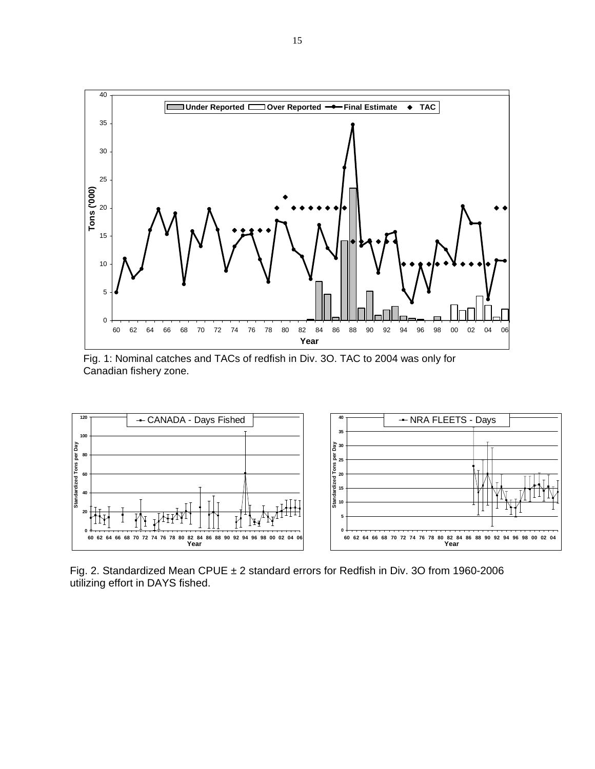Fig. 1: Nominal catches and TACs of redfish in Div. 3O. TAC to 2004 was only for Canadian fishery zone.

Fig. 2. Standardized Mean CPUE ± 2 standard errors for Redfish in Div. 3O from 1960-2006 utilizing effort in DAYS fished.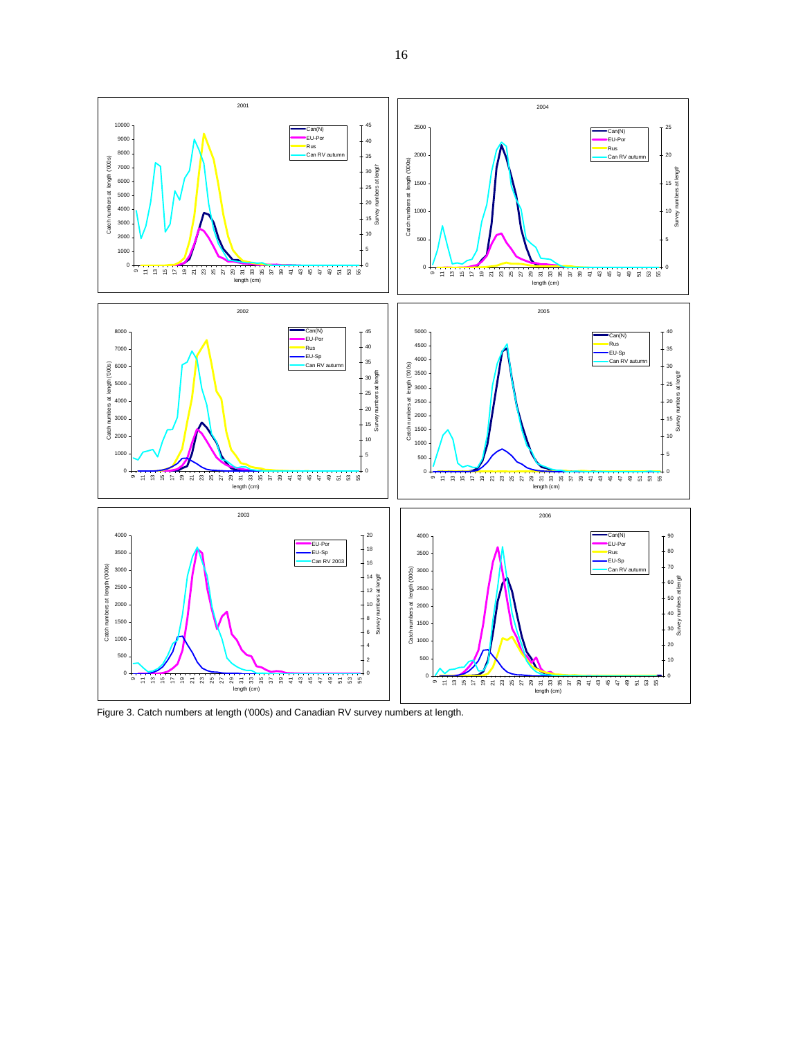Figure 3. Catch numbers at length ('000s) and Canadian RV survey numbers at length.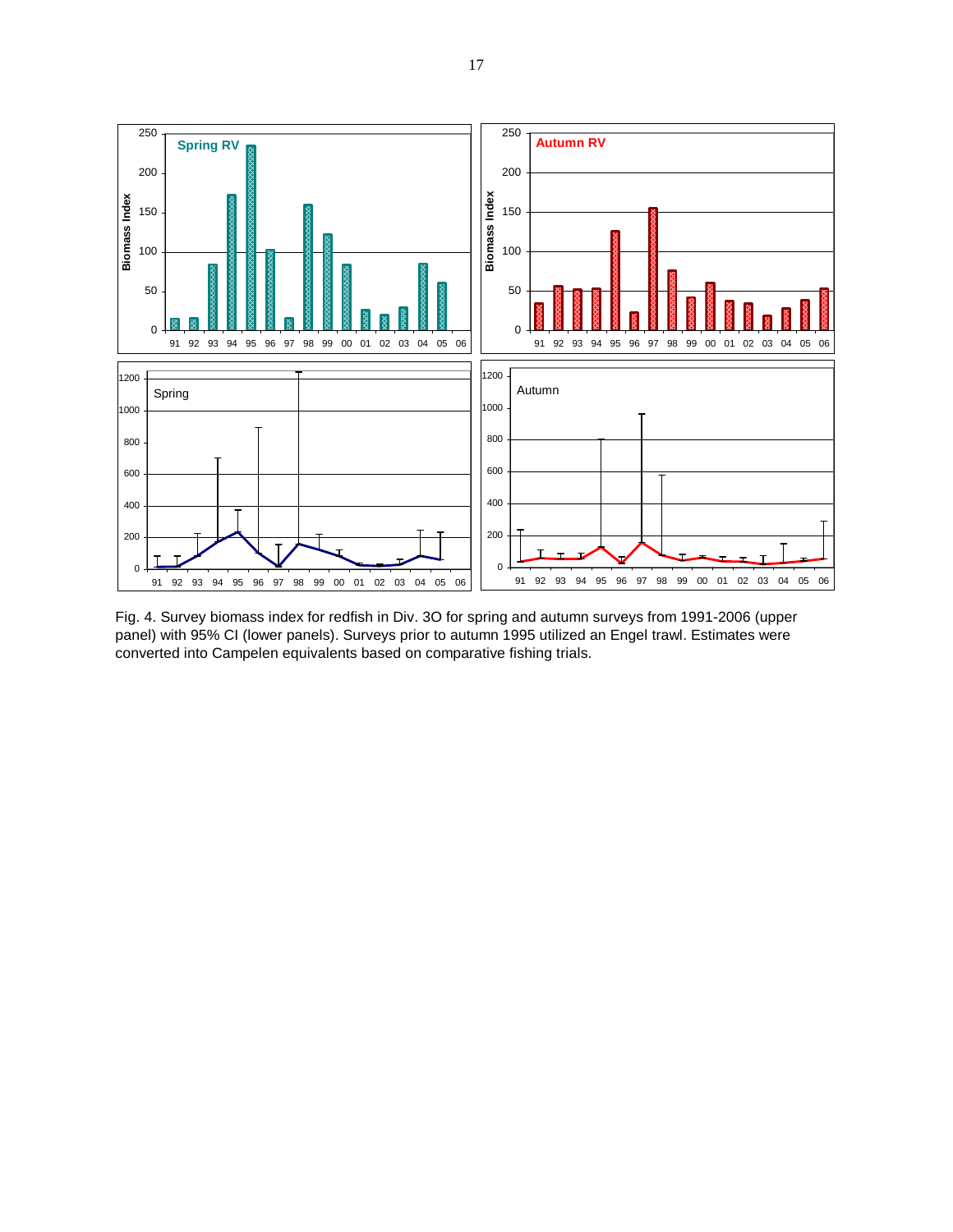Fig. 4. Survey biomass index for redfish in Div. 3O for spring and autumn surveys from 1991-2006 (upper panel) with 95% CI (lower panels). Surveys prior to autumn 1995 utilized an Engel trawl. Estimates were converted into Campelen equivalents based on comparative fishing trials.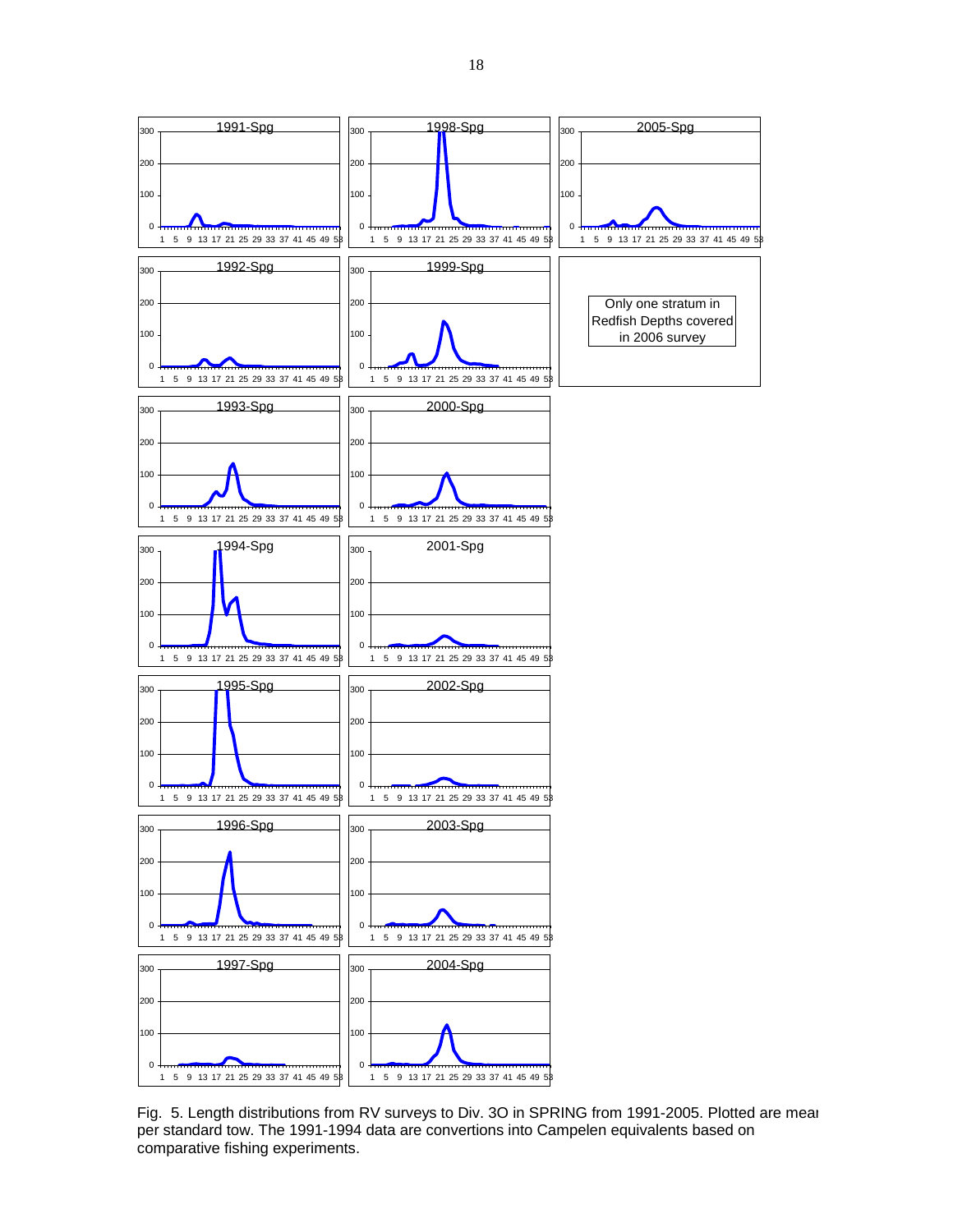1991-Spg

1998-Spg

2005-Spg

1992-Spg

1999-Spg

Only one stratum in Redfish Depths covered in 2006 survey

1993-Spg

2000-Spg

1994-Spg

2001-Spg

1995-Spg

2002-Spg

1996-Spg

2003-Spg

1997-Spg

2004-Spg

Fig. 5. Length distributions from RV surveys to Div. 3O in SPRING from 1991-2005. Plotted are mean per standard tow. The 1991-1994 data are convertions into Campelen equivalents based on comparative fishing experiments.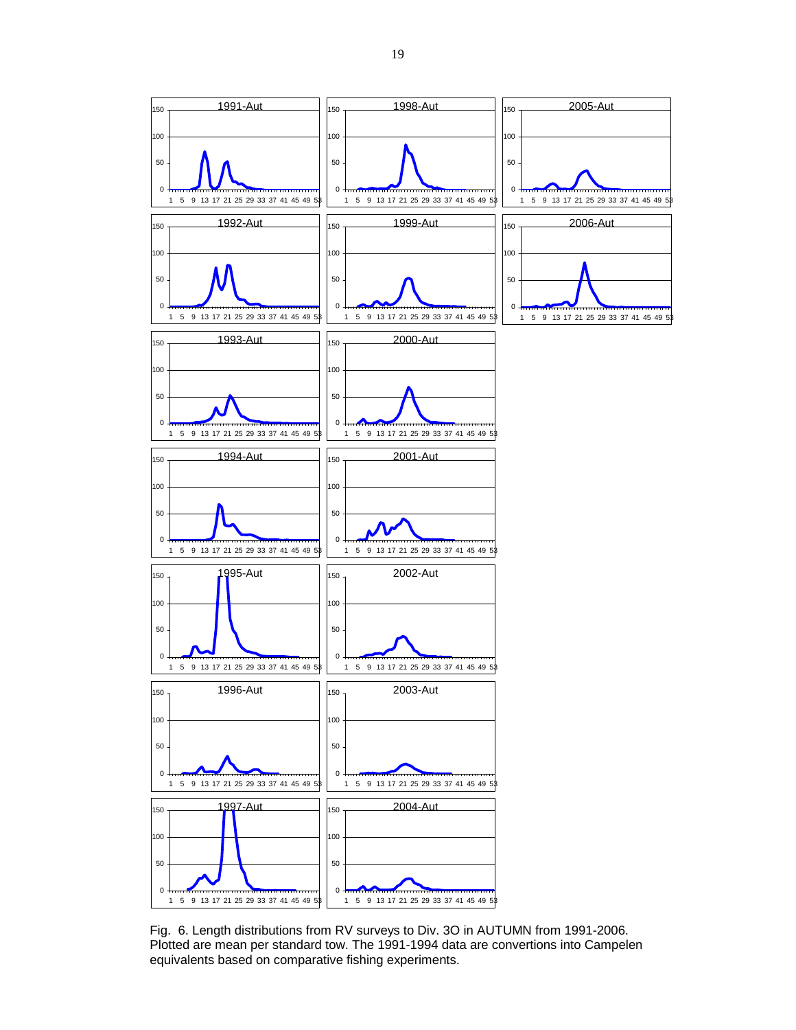Fig. 6. Length distributions from RV surveys to Div. 3O in AUTUMN from 1991-2006. Plotted are mean per standard tow. The 1991-1994 data are convertions into Campelen equivalents based on comparative fishing experiments.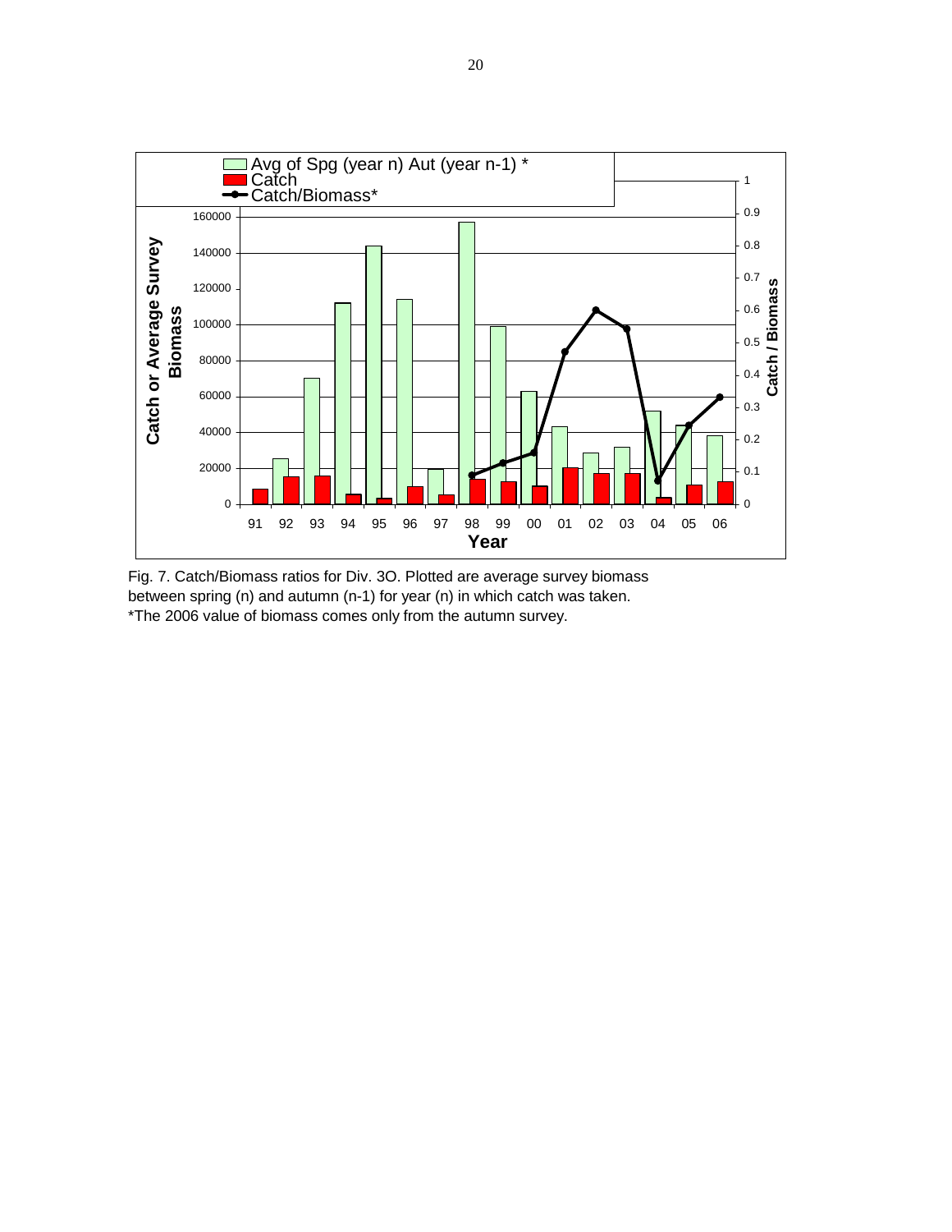Avg of Spg (year n) Aut (year n-1) *
Catch
Catch/Biomass*

Catch or Average Survey Biomass

160000
140000
120000
100000
80000
60000
40000
20000
0

Catch / Biomass

1
0.9
0.8
0.7
0.6
0.5
0.4
0.3
0.2
0.1
0

91 92 93 94 95 96 97 98 99 00 01 02 03 04 05 06

Year

Fig. 7. Catch/Biomass ratios for Div. 3O. Plotted are average survey biomass between spring (n) and autumn (n-1) for year (n) in which catch was taken.
*The 2006 value of biomass comes only from the autumn survey.